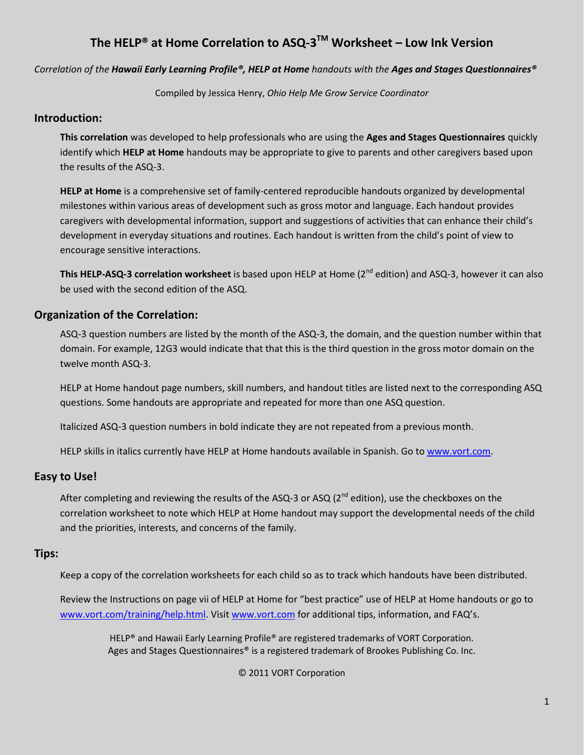# The HELP® at Home Correlation to ASQ-3™ Worksheet – Low Ink Version

*Correlation of the **Hawaii Early Learning Profile®, HELP at Home** handouts with the **Ages and Stages Questionnaires®***

Compiled by Jessica Henry, *Ohio Help Me Grow Service Coordinator*

## Introduction:

**This correlation** was developed to help professionals who are using the **Ages and Stages Questionnaires** quickly identify which **HELP at Home** handouts may be appropriate to give to parents and other caregivers based upon the results of the ASQ-3.

**HELP at Home** is a comprehensive set of family-centered reproducible handouts organized by developmental milestones within various areas of development such as gross motor and language. Each handout provides caregivers with developmental information, support and suggestions of activities that can enhance their child's development in everyday situations and routines. Each handout is written from the child's point of view to encourage sensitive interactions.

**This HELP-ASQ-3 correlation worksheet** is based upon HELP at Home (2nd edition) and ASQ-3, however it can also be used with the second edition of the ASQ.

## Organization of the Correlation:

ASQ-3 question numbers are listed by the month of the ASQ-3, the domain, and the question number within that domain. For example, 12G3 would indicate that that this is the third question in the gross motor domain on the twelve month ASQ-3.

HELP at Home handout page numbers, skill numbers, and handout titles are listed next to the corresponding ASQ questions. Some handouts are appropriate and repeated for more than one ASQ question.

Italicized ASQ-3 question numbers in bold indicate they are not repeated from a previous month.

HELP skills in italics currently have HELP at Home handouts available in Spanish. Go to www.vort.com.

## Easy to Use!

After completing and reviewing the results of the ASQ-3 or ASQ (2nd edition), use the checkboxes on the correlation worksheet to note which HELP at Home handout may support the developmental needs of the child and the priorities, interests, and concerns of the family.

## Tips:

Keep a copy of the correlation worksheets for each child so as to track which handouts have been distributed.

Review the Instructions on page vii of HELP at Home for "best practice" use of HELP at Home handouts or go to www.vort.com/training/help.html. Visit www.vort.com for additional tips, information, and FAQ's.

HELP® and Hawaii Early Learning Profile® are registered trademarks of VORT Corporation.
Ages and Stages Questionnaires® is a registered trademark of Brookes Publishing Co. Inc.

© 2011 VORT Corporation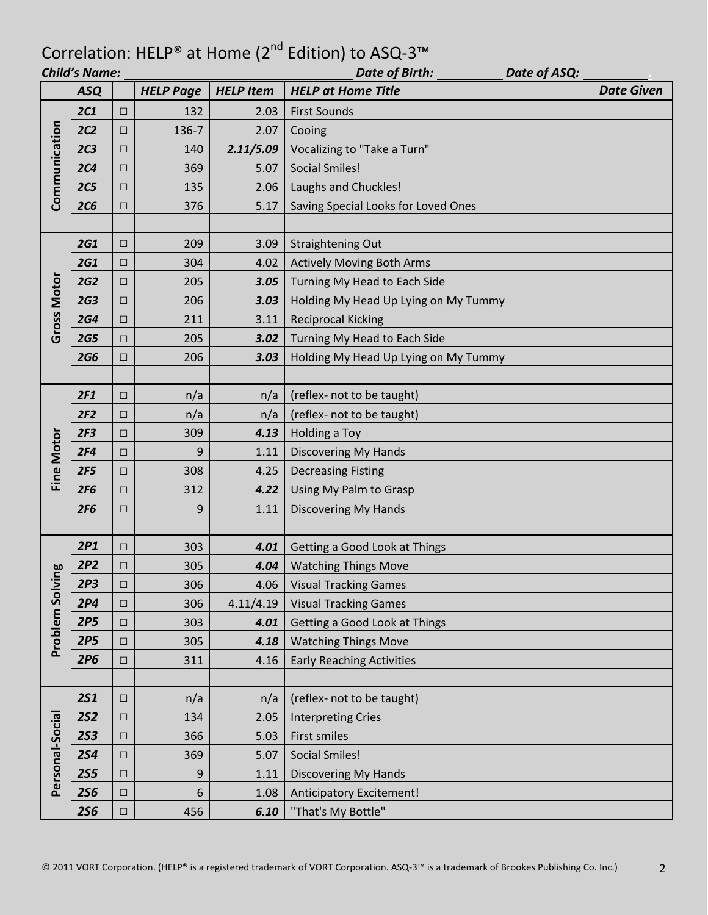# Correlation: HELP® at Home (2nd Edition) to ASQ-3™

***Child's Name:*** ______________________ ***Date of Birth:*** __________ ***Date of ASQ:*** __________

| | ASQ | | HELP Page | HELP Item | HELP at Home Title | Date Given |
|---|---|---|---|---|---|---|
| **Communication** | ***2C1*** | □ | 132 | 2.03 | First Sounds | |
| | ***2C2*** | □ | 136-7 | 2.07 | Cooing | |
| | ***2C3*** | □ | 140 | ***2.11/5.09*** | Vocalizing to "Take a Turn" | |
| | ***2C4*** | □ | 369 | 5.07 | Social Smiles! | |
| | ***2C5*** | □ | 135 | 2.06 | Laughs and Chuckles! | |
| | ***2C6*** | □ | 376 | 5.17 | Saving Special Looks for Loved Ones | |
| | | | | | | |
| **Gross Motor** | ***2G1*** | □ | 209 | 3.09 | Straightening Out | |
| | ***2G1*** | □ | 304 | 4.02 | Actively Moving Both Arms | |
| | ***2G2*** | □ | 205 | ***3.05*** | Turning My Head to Each Side | |
| | ***2G3*** | □ | 206 | ***3.03*** | Holding My Head Up Lying on My Tummy | |
| | ***2G4*** | □ | 211 | 3.11 | Reciprocal Kicking | |
| | ***2G5*** | □ | 205 | ***3.02*** | Turning My Head to Each Side | |
| | ***2G6*** | □ | 206 | ***3.03*** | Holding My Head Up Lying on My Tummy | |
| | | | | | | |
| **Fine Motor** | ***2F1*** | □ | n/a | n/a | (reflex- not to be taught) | |
| | ***2F2*** | □ | n/a | n/a | (reflex- not to be taught) | |
| | ***2F3*** | □ | 309 | ***4.13*** | Holding a Toy | |
| | ***2F4*** | □ | 9 | 1.11 | Discovering My Hands | |
| | ***2F5*** | □ | 308 | 4.25 | Decreasing Fisting | |
| | ***2F6*** | □ | 312 | ***4.22*** | Using My Palm to Grasp | |
| | ***2F6*** | □ | 9 | 1.11 | Discovering My Hands | |
| | | | | | | |
| **Problem Solving** | ***2P1*** | □ | 303 | ***4.01*** | Getting a Good Look at Things | |
| | ***2P2*** | □ | 305 | ***4.04*** | Watching Things Move | |
| | ***2P3*** | □ | 306 | 4.06 | Visual Tracking Games | |
| | ***2P4*** | □ | 306 | 4.11/4.19 | Visual Tracking Games | |
| | ***2P5*** | □ | 303 | ***4.01*** | Getting a Good Look at Things | |
| | ***2P5*** | □ | 305 | ***4.18*** | Watching Things Move | |
| | ***2P6*** | □ | 311 | 4.16 | Early Reaching Activities | |
| | | | | | | |
| **Personal-Social** | ***2S1*** | □ | n/a | n/a | (reflex- not to be taught) | |
| | ***2S2*** | □ | 134 | 2.05 | Interpreting Cries | |
| | ***2S3*** | □ | 366 | 5.03 | First smiles | |
| | ***2S4*** | □ | 369 | 5.07 | Social Smiles! | |
| | ***2S5*** | □ | 9 | 1.11 | Discovering My Hands | |
| | ***2S6*** | □ | 6 | 1.08 | Anticipatory Excitement! | |
| | ***2S6*** | □ | 456 | ***6.10*** | "That's My Bottle" | |

© 2011 VORT Corporation. (HELP® is a registered trademark of VORT Corporation. ASQ-3™ is a trademark of Brookes Publishing Co. Inc.)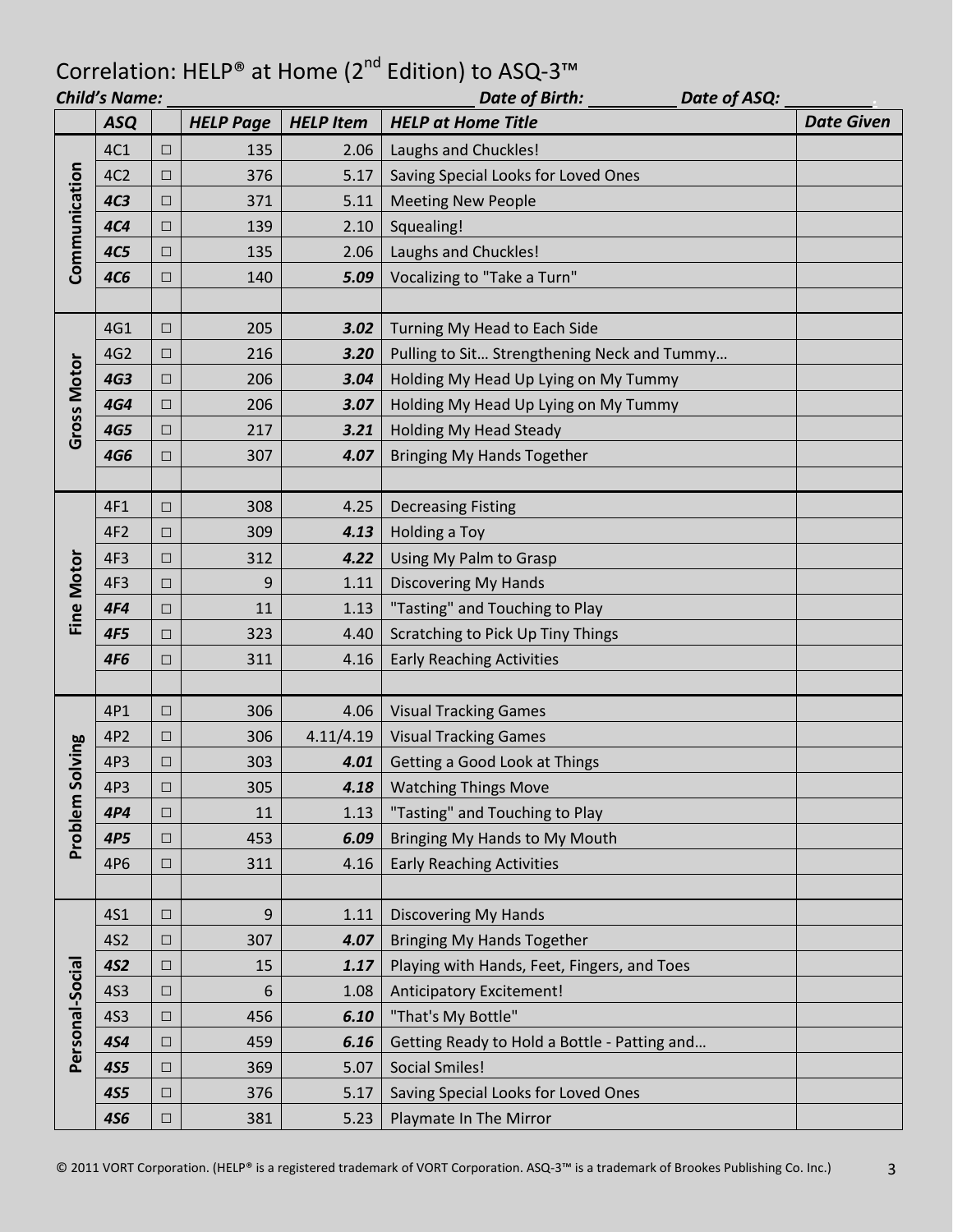# Correlation: HELP® at Home (2nd Edition) to ASQ-3™

***Child's Name:*** ______________________ ***Date of Birth:*** __________ ***Date of ASQ:*** __________

| | *ASQ* | | *HELP Page* | *HELP Item* | *HELP at Home Title* | *Date Given* |
|---|---|---|---|---|---|---|
| **Communication** | 4C1 | □ | 135 | 2.06 | Laughs and Chuckles! | |
| | 4C2 | □ | 376 | 5.17 | Saving Special Looks for Loved Ones | |
| | ***4C3*** | □ | 371 | 5.11 | Meeting New People | |
| | ***4C4*** | □ | 139 | 2.10 | Squealing! | |
| | ***4C5*** | □ | 135 | 2.06 | Laughs and Chuckles! | |
| | ***4C6*** | □ | 140 | ***5.09*** | Vocalizing to "Take a Turn" | |
| | | | | | | |
| **Gross Motor** | 4G1 | □ | 205 | ***3.02*** | Turning My Head to Each Side | |
| | 4G2 | □ | 216 | ***3.20*** | Pulling to Sit… Strengthening Neck and Tummy… | |
| | ***4G3*** | □ | 206 | ***3.04*** | Holding My Head Up Lying on My Tummy | |
| | ***4G4*** | □ | 206 | ***3.07*** | Holding My Head Up Lying on My Tummy | |
| | ***4G5*** | □ | 217 | ***3.21*** | Holding My Head Steady | |
| | ***4G6*** | □ | 307 | ***4.07*** | Bringing My Hands Together | |
| | | | | | | |
| **Fine Motor** | 4F1 | □ | 308 | 4.25 | Decreasing Fisting | |
| | 4F2 | □ | 309 | ***4.13*** | Holding a Toy | |
| | 4F3 | □ | 312 | ***4.22*** | Using My Palm to Grasp | |
| | 4F3 | □ | 9 | 1.11 | Discovering My Hands | |
| | ***4F4*** | □ | 11 | 1.13 | "Tasting" and Touching to Play | |
| | ***4F5*** | □ | 323 | 4.40 | Scratching to Pick Up Tiny Things | |
| | ***4F6*** | □ | 311 | 4.16 | Early Reaching Activities | |
| | | | | | | |
| **Problem Solving** | 4P1 | □ | 306 | 4.06 | Visual Tracking Games | |
| | 4P2 | □ | 306 | 4.11/4.19 | Visual Tracking Games | |
| | 4P3 | □ | 303 | ***4.01*** | Getting a Good Look at Things | |
| | 4P3 | □ | 305 | ***4.18*** | Watching Things Move | |
| | ***4P4*** | □ | 11 | 1.13 | "Tasting" and Touching to Play | |
| | ***4P5*** | □ | 453 | ***6.09*** | Bringing My Hands to My Mouth | |
| | 4P6 | □ | 311 | 4.16 | Early Reaching Activities | |
| | | | | | | |
| **Personal-Social** | 4S1 | □ | 9 | 1.11 | Discovering My Hands | |
| | 4S2 | □ | 307 | ***4.07*** | Bringing My Hands Together | |
| | ***4S2*** | □ | 15 | ***1.17*** | Playing with Hands, Feet, Fingers, and Toes | |
| | 4S3 | □ | 6 | 1.08 | Anticipatory Excitement! | |
| | 4S3 | □ | 456 | ***6.10*** | "That's My Bottle" | |
| | ***4S4*** | □ | 459 | ***6.16*** | Getting Ready to Hold a Bottle - Patting and… | |
| | ***4S5*** | □ | 369 | 5.07 | Social Smiles! | |
| | ***4S5*** | □ | 376 | 5.17 | Saving Special Looks for Loved Ones | |
| | ***4S6*** | □ | 381 | 5.23 | Playmate In The Mirror | |

© 2011 VORT Corporation. (HELP® is a registered trademark of VORT Corporation. ASQ-3™ is a trademark of Brookes Publishing Co. Inc.)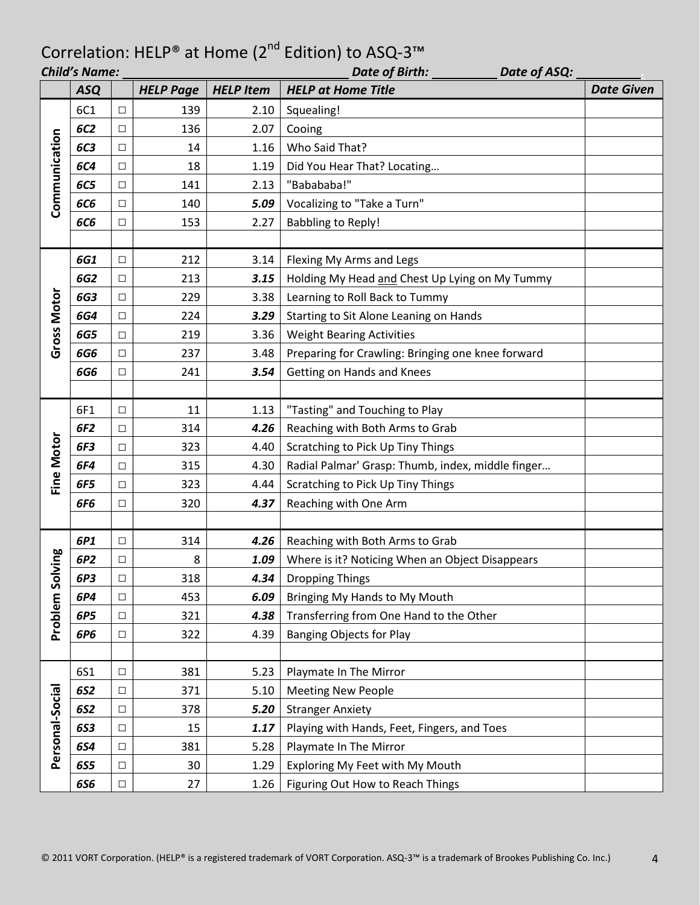# Correlation: HELP® at Home (2nd Edition) to ASQ-3™

***Child's Name:*** ______________________ ***Date of Birth:*** __________ ***Date of ASQ:*** __________

| | *ASQ* | | *HELP Page* | *HELP Item* | *HELP at Home Title* | *Date Given* |
|---|---|---|---|---|---|---|
| **Communication** | 6C1 | □ | 139 | 2.10 | Squealing! | |
| | *6C2* | □ | 136 | 2.07 | Cooing | |
| | *6C3* | □ | 14 | 1.16 | Who Said That? | |
| | *6C4* | □ | 18 | 1.19 | Did You Hear That? Locating… | |
| | *6C5* | □ | 141 | 2.13 | "Babababa!" | |
| | *6C6* | □ | 140 | ***5.09*** | Vocalizing to "Take a Turn" | |
| | *6C6* | □ | 153 | 2.27 | Babbling to Reply! | |
| | | | | | | |
| **Gross Motor** | *6G1* | □ | 212 | 3.14 | Flexing My Arms and Legs | |
| | *6G2* | □ | 213 | ***3.15*** | Holding My Head and Chest Up Lying on My Tummy | |
| | *6G3* | □ | 229 | 3.38 | Learning to Roll Back to Tummy | |
| | *6G4* | □ | 224 | ***3.29*** | Starting to Sit Alone Leaning on Hands | |
| | *6G5* | □ | 219 | 3.36 | Weight Bearing Activities | |
| | *6G6* | □ | 237 | 3.48 | Preparing for Crawling: Bringing one knee forward | |
| | *6G6* | □ | 241 | ***3.54*** | Getting on Hands and Knees | |
| | | | | | | |
| **Fine Motor** | 6F1 | □ | 11 | 1.13 | "Tasting" and Touching to Play | |
| | *6F2* | □ | 314 | ***4.26*** | Reaching with Both Arms to Grab | |
| | *6F3* | □ | 323 | 4.40 | Scratching to Pick Up Tiny Things | |
| | *6F4* | □ | 315 | 4.30 | Radial Palmar' Grasp: Thumb, index, middle finger… | |
| | *6F5* | □ | 323 | 4.44 | Scratching to Pick Up Tiny Things | |
| | *6F6* | □ | 320 | ***4.37*** | Reaching with One Arm | |
| | | | | | | |
| **Problem Solving** | *6P1* | □ | 314 | ***4.26*** | Reaching with Both Arms to Grab | |
| | *6P2* | □ | 8 | ***1.09*** | Where is it? Noticing When an Object Disappears | |
| | *6P3* | □ | 318 | ***4.34*** | Dropping Things | |
| | *6P4* | □ | 453 | ***6.09*** | Bringing My Hands to My Mouth | |
| | *6P5* | □ | 321 | ***4.38*** | Transferring from One Hand to the Other | |
| | *6P6* | □ | 322 | 4.39 | Banging Objects for Play | |
| | | | | | | |
| **Personal-Social** | 6S1 | □ | 381 | 5.23 | Playmate In The Mirror | |
| | *6S2* | □ | 371 | 5.10 | Meeting New People | |
| | *6S2* | □ | 378 | ***5.20*** | Stranger Anxiety | |
| | *6S3* | □ | 15 | ***1.17*** | Playing with Hands, Feet, Fingers, and Toes | |
| | *6S4* | □ | 381 | 5.28 | Playmate In The Mirror | |
| | *6S5* | □ | 30 | 1.29 | Exploring My Feet with My Mouth | |
| | *6S6* | □ | 27 | 1.26 | Figuring Out How to Reach Things | |

© 2011 VORT Corporation. (HELP® is a registered trademark of VORT Corporation. ASQ-3™ is a trademark of Brookes Publishing Co. Inc.)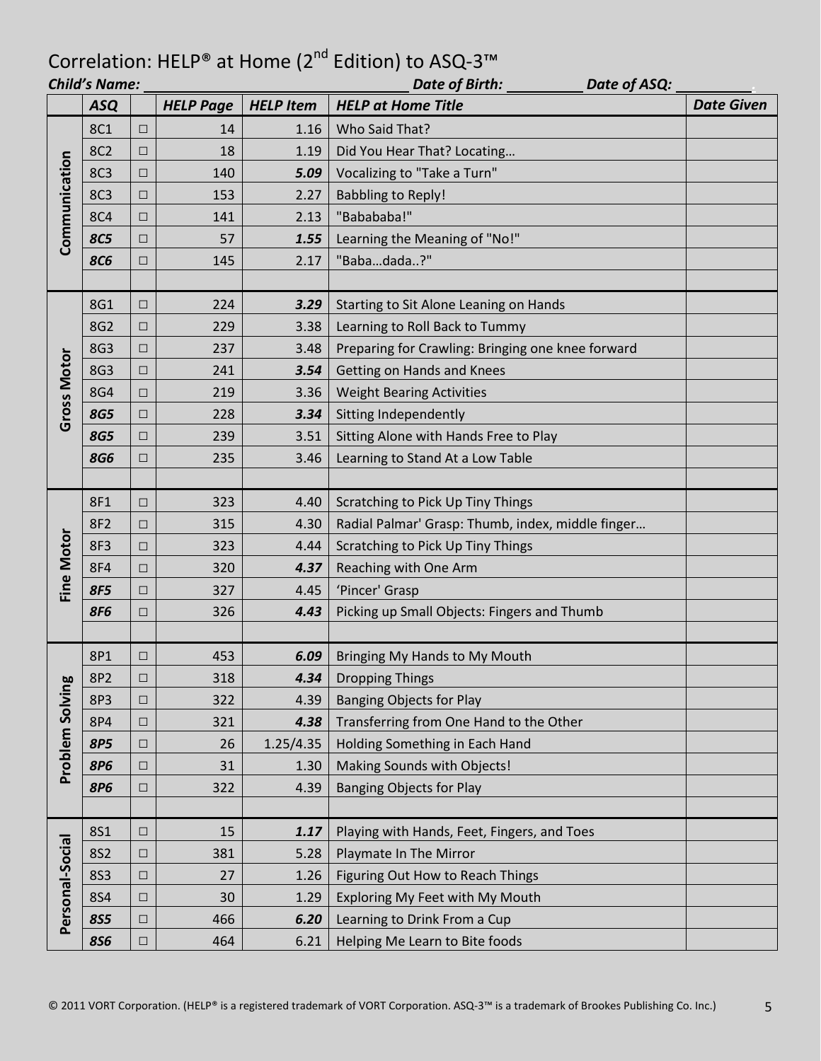# Correlation: HELP® at Home (2nd Edition) to ASQ-3™

***Child's Name:*** ______________________ ***Date of Birth:*** __________ ***Date of ASQ:*** __________

| | ASQ | | HELP Page | HELP Item | HELP at Home Title | Date Given |
|---|---|---|---|---|---|---|
| Communication | 8C1 | □ | 14 | 1.16 | Who Said That? | |
| | 8C2 | □ | 18 | 1.19 | Did You Hear That? Locating… | |
| | 8C3 | □ | 140 | ***5.09*** | Vocalizing to "Take a Turn" | |
| | 8C3 | □ | 153 | 2.27 | Babbling to Reply! | |
| | 8C4 | □ | 141 | 2.13 | "Babababa!" | |
| | ***8C5*** | □ | 57 | ***1.55*** | Learning the Meaning of "No!" | |
| | ***8C6*** | □ | 145 | 2.17 | "Baba…dada..?" | |
| | | | | | | |
| Gross Motor | 8G1 | □ | 224 | ***3.29*** | Starting to Sit Alone Leaning on Hands | |
| | 8G2 | □ | 229 | 3.38 | Learning to Roll Back to Tummy | |
| | 8G3 | □ | 237 | 3.48 | Preparing for Crawling: Bringing one knee forward | |
| | 8G3 | □ | 241 | ***3.54*** | Getting on Hands and Knees | |
| | 8G4 | □ | 219 | 3.36 | Weight Bearing Activities | |
| | ***8G5*** | □ | 228 | ***3.34*** | Sitting Independently | |
| | ***8G5*** | □ | 239 | 3.51 | Sitting Alone with Hands Free to Play | |
| | ***8G6*** | □ | 235 | 3.46 | Learning to Stand At a Low Table | |
| | | | | | | |
| Fine Motor | 8F1 | □ | 323 | 4.40 | Scratching to Pick Up Tiny Things | |
| | 8F2 | □ | 315 | 4.30 | Radial Palmar' Grasp: Thumb, index, middle finger… | |
| | 8F3 | □ | 323 | 4.44 | Scratching to Pick Up Tiny Things | |
| | 8F4 | □ | 320 | ***4.37*** | Reaching with One Arm | |
| | ***8F5*** | □ | 327 | 4.45 | 'Pincer' Grasp | |
| | ***8F6*** | □ | 326 | ***4.43*** | Picking up Small Objects: Fingers and Thumb | |
| | | | | | | |
| Problem Solving | 8P1 | □ | 453 | ***6.09*** | Bringing My Hands to My Mouth | |
| | 8P2 | □ | 318 | ***4.34*** | Dropping Things | |
| | 8P3 | □ | 322 | 4.39 | Banging Objects for Play | |
| | 8P4 | □ | 321 | ***4.38*** | Transferring from One Hand to the Other | |
| | ***8P5*** | □ | 26 | 1.25/4.35 | Holding Something in Each Hand | |
| | ***8P6*** | □ | 31 | 1.30 | Making Sounds with Objects! | |
| | ***8P6*** | □ | 322 | 4.39 | Banging Objects for Play | |
| | | | | | | |
| Personal-Social | 8S1 | □ | 15 | ***1.17*** | Playing with Hands, Feet, Fingers, and Toes | |
| | 8S2 | □ | 381 | 5.28 | Playmate In The Mirror | |
| | 8S3 | □ | 27 | 1.26 | Figuring Out How to Reach Things | |
| | 8S4 | □ | 30 | 1.29 | Exploring My Feet with My Mouth | |
| | ***8S5*** | □ | 466 | ***6.20*** | Learning to Drink From a Cup | |
| | ***8S6*** | □ | 464 | 6.21 | Helping Me Learn to Bite foods | |

© 2011 VORT Corporation. (HELP® is a registered trademark of VORT Corporation. ASQ-3™ is a trademark of Brookes Publishing Co. Inc.)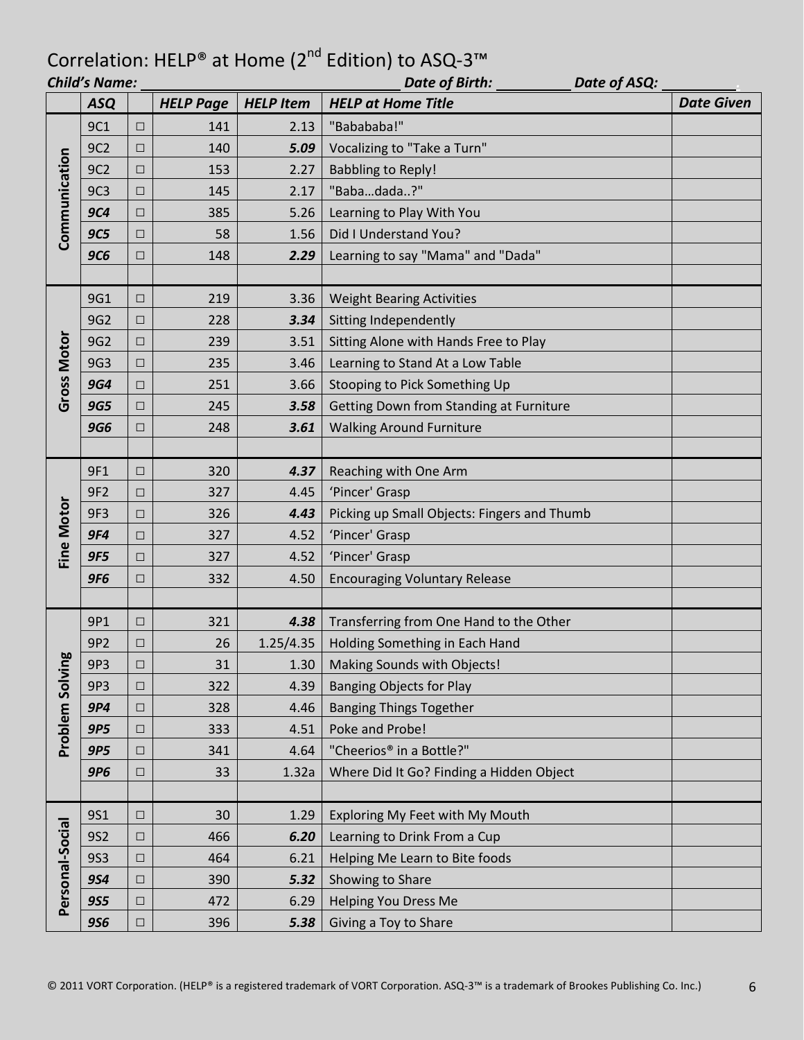# Correlation: HELP® at Home (2nd Edition) to ASQ-3™

***Child's Name:*** ______________________ ***Date of Birth:*** __________ ***Date of ASQ:*** __________

| | ASQ | | HELP Page | HELP Item | HELP at Home Title | Date Given |
|---|---|---|---|---|---|---|
| **Communication** | 9C1 | □ | 141 | 2.13 | "Babababa!" | |
| | 9C2 | □ | 140 | ***5.09*** | Vocalizing to "Take a Turn" | |
| | 9C2 | □ | 153 | 2.27 | Babbling to Reply! | |
| | 9C3 | □ | 145 | 2.17 | "Baba…dada..?" | |
| | ***9C4*** | □ | 385 | 5.26 | Learning to Play With You | |
| | ***9C5*** | □ | 58 | 1.56 | Did I Understand You? | |
| | ***9C6*** | □ | 148 | ***2.29*** | Learning to say "Mama" and "Dada" | |
| | | | | | | |
| **Gross Motor** | 9G1 | □ | 219 | 3.36 | Weight Bearing Activities | |
| | 9G2 | □ | 228 | ***3.34*** | Sitting Independently | |
| | 9G2 | □ | 239 | 3.51 | Sitting Alone with Hands Free to Play | |
| | 9G3 | □ | 235 | 3.46 | Learning to Stand At a Low Table | |
| | ***9G4*** | □ | 251 | 3.66 | Stooping to Pick Something Up | |
| | ***9G5*** | □ | 245 | ***3.58*** | Getting Down from Standing at Furniture | |
| | ***9G6*** | □ | 248 | ***3.61*** | Walking Around Furniture | |
| | | | | | | |
| **Fine Motor** | 9F1 | □ | 320 | ***4.37*** | Reaching with One Arm | |
| | 9F2 | □ | 327 | 4.45 | 'Pincer' Grasp | |
| | 9F3 | □ | 326 | ***4.43*** | Picking up Small Objects: Fingers and Thumb | |
| | ***9F4*** | □ | 327 | 4.52 | 'Pincer' Grasp | |
| | ***9F5*** | □ | 327 | 4.52 | 'Pincer' Grasp | |
| | ***9F6*** | □ | 332 | 4.50 | Encouraging Voluntary Release | |
| | | | | | | |
| **Problem Solving** | 9P1 | □ | 321 | ***4.38*** | Transferring from One Hand to the Other | |
| | 9P2 | □ | 26 | 1.25/4.35 | Holding Something in Each Hand | |
| | 9P3 | □ | 31 | 1.30 | Making Sounds with Objects! | |
| | 9P3 | □ | 322 | 4.39 | Banging Objects for Play | |
| | ***9P4*** | □ | 328 | 4.46 | Banging Things Together | |
| | ***9P5*** | □ | 333 | 4.51 | Poke and Probe! | |
| | ***9P5*** | □ | 341 | 4.64 | "Cheerios® in a Bottle?" | |
| | ***9P6*** | □ | 33 | 1.32a | Where Did It Go? Finding a Hidden Object | |
| | | | | | | |
| **Personal-Social** | 9S1 | □ | 30 | 1.29 | Exploring My Feet with My Mouth | |
| | 9S2 | □ | 466 | ***6.20*** | Learning to Drink From a Cup | |
| | 9S3 | □ | 464 | 6.21 | Helping Me Learn to Bite foods | |
| | ***9S4*** | □ | 390 | ***5.32*** | Showing to Share | |
| | ***9S5*** | □ | 472 | 6.29 | Helping You Dress Me | |
| | ***9S6*** | □ | 396 | ***5.38*** | Giving a Toy to Share | |

© 2011 VORT Corporation. (HELP® is a registered trademark of VORT Corporation. ASQ-3™ is a trademark of Brookes Publishing Co. Inc.)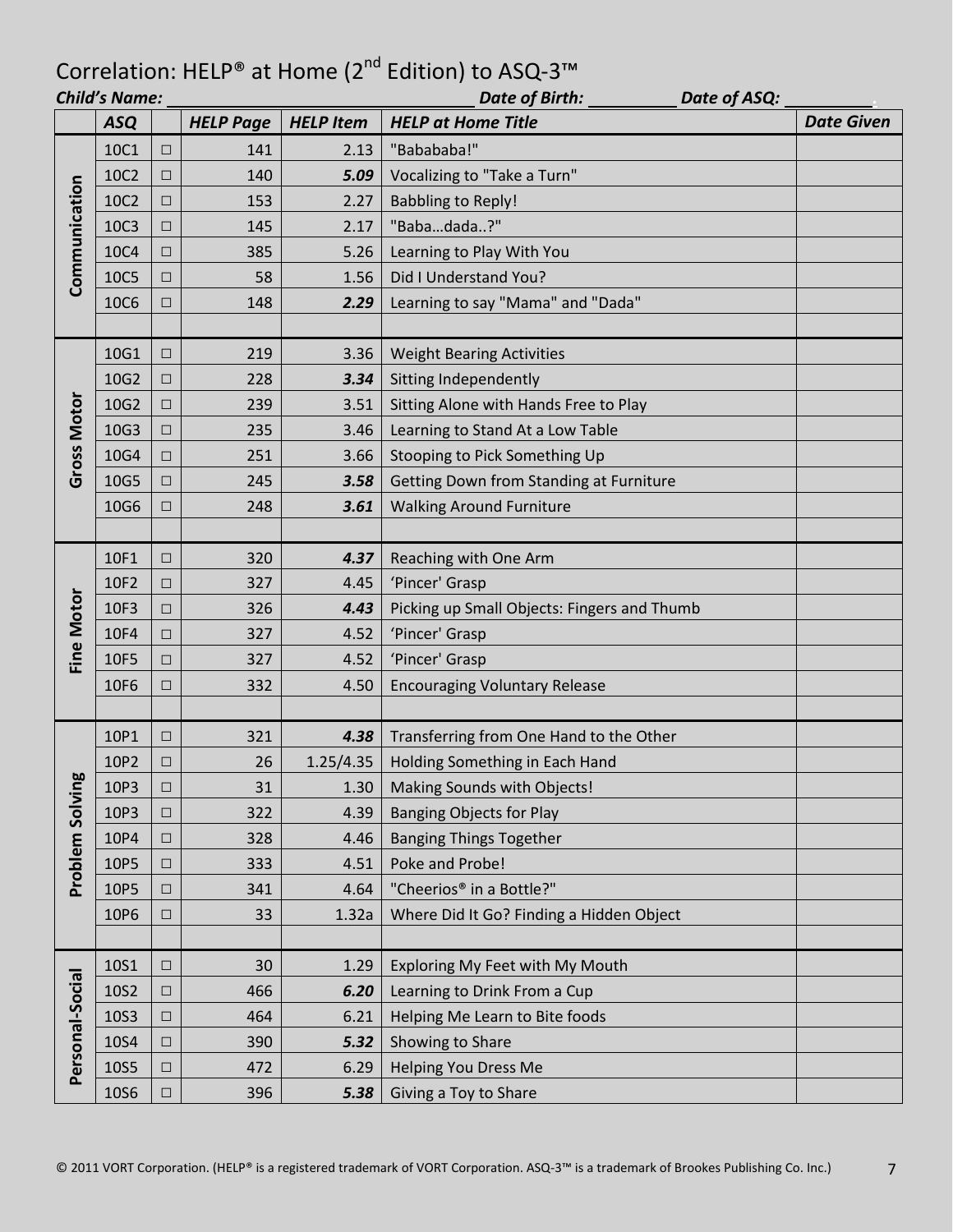# Correlation: HELP® at Home (2nd Edition) to ASQ-3™

***Child's Name:*** ______________________ ***Date of Birth:*** __________ ***Date of ASQ:*** __________

| | ASQ | | HELP Page | HELP Item | HELP at Home Title | Date Given |
|---|---|---|---|---|---|---|
| **Communication** | 10C1 | □ | 141 | 2.13 | "Babababa!" | |
| | 10C2 | □ | 140 | ***5.09*** | Vocalizing to "Take a Turn" | |
| | 10C2 | □ | 153 | 2.27 | Babbling to Reply! | |
| | 10C3 | □ | 145 | 2.17 | "Baba…dada..?" | |
| | 10C4 | □ | 385 | 5.26 | Learning to Play With You | |
| | 10C5 | □ | 58 | 1.56 | Did I Understand You? | |
| | 10C6 | □ | 148 | ***2.29*** | Learning to say "Mama" and "Dada" | |
| | | | | | | |
| **Gross Motor** | 10G1 | □ | 219 | 3.36 | Weight Bearing Activities | |
| | 10G2 | □ | 228 | ***3.34*** | Sitting Independently | |
| | 10G2 | □ | 239 | 3.51 | Sitting Alone with Hands Free to Play | |
| | 10G3 | □ | 235 | 3.46 | Learning to Stand At a Low Table | |
| | 10G4 | □ | 251 | 3.66 | Stooping to Pick Something Up | |
| | 10G5 | □ | 245 | ***3.58*** | Getting Down from Standing at Furniture | |
| | 10G6 | □ | 248 | ***3.61*** | Walking Around Furniture | |
| | | | | | | |
| **Fine Motor** | 10F1 | □ | 320 | ***4.37*** | Reaching with One Arm | |
| | 10F2 | □ | 327 | 4.45 | 'Pincer' Grasp | |
| | 10F3 | □ | 326 | ***4.43*** | Picking up Small Objects: Fingers and Thumb | |
| | 10F4 | □ | 327 | 4.52 | 'Pincer' Grasp | |
| | 10F5 | □ | 327 | 4.52 | 'Pincer' Grasp | |
| | 10F6 | □ | 332 | 4.50 | Encouraging Voluntary Release | |
| | | | | | | |
| **Problem Solving** | 10P1 | □ | 321 | ***4.38*** | Transferring from One Hand to the Other | |
| | 10P2 | □ | 26 | 1.25/4.35 | Holding Something in Each Hand | |
| | 10P3 | □ | 31 | 1.30 | Making Sounds with Objects! | |
| | 10P3 | □ | 322 | 4.39 | Banging Objects for Play | |
| | 10P4 | □ | 328 | 4.46 | Banging Things Together | |
| | 10P5 | □ | 333 | 4.51 | Poke and Probe! | |
| | 10P5 | □ | 341 | 4.64 | "Cheerios® in a Bottle?" | |
| | 10P6 | □ | 33 | 1.32a | Where Did It Go? Finding a Hidden Object | |
| | | | | | | |
| **Personal-Social** | 10S1 | □ | 30 | 1.29 | Exploring My Feet with My Mouth | |
| | 10S2 | □ | 466 | ***6.20*** | Learning to Drink From a Cup | |
| | 10S3 | □ | 464 | 6.21 | Helping Me Learn to Bite foods | |
| | 10S4 | □ | 390 | ***5.32*** | Showing to Share | |
| | 10S5 | □ | 472 | 6.29 | Helping You Dress Me | |
| | 10S6 | □ | 396 | ***5.38*** | Giving a Toy to Share | |

© 2011 VORT Corporation. (HELP® is a registered trademark of VORT Corporation. ASQ-3™ is a trademark of Brookes Publishing Co. Inc.)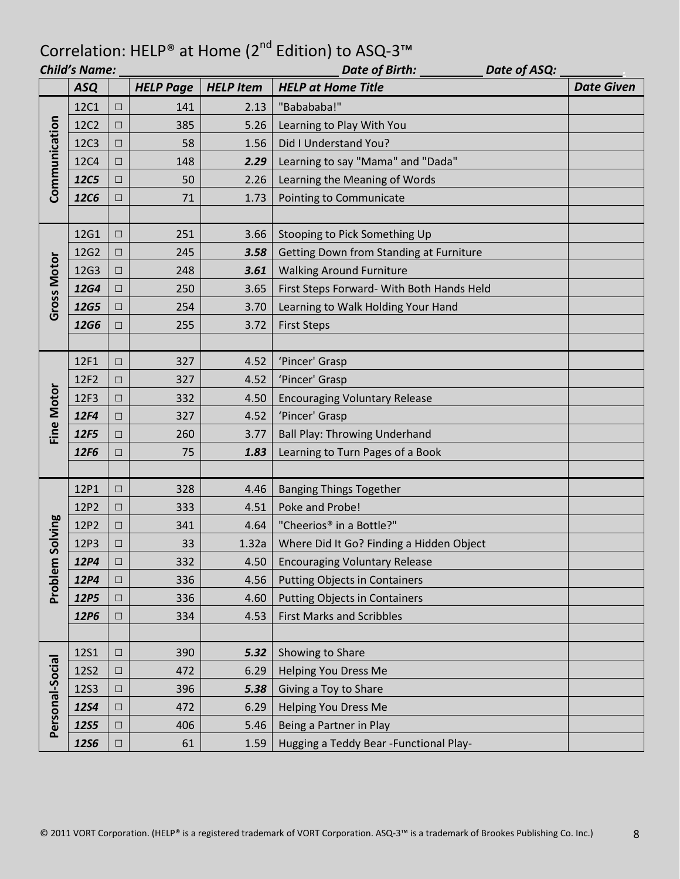# Correlation: HELP® at Home (2nd Edition) to ASQ-3™

***Child's Name:*** ____________ ***Date of Birth:*** ________ ***Date of ASQ:*** ________

| | ASQ | | HELP Page | HELP Item | HELP at Home Title | Date Given |
|---|---|---|---|---|---|---|
| **Communication** | 12C1 | □ | 141 | 2.13 | "Babababa!" | |
| | 12C2 | □ | 385 | 5.26 | Learning to Play With You | |
| | 12C3 | □ | 58 | 1.56 | Did I Understand You? | |
| | 12C4 | □ | 148 | ***2.29*** | Learning to say "Mama" and "Dada" | |
| | ***12C5*** | □ | 50 | 2.26 | Learning the Meaning of Words | |
| | ***12C6*** | □ | 71 | 1.73 | Pointing to Communicate | |
| | | | | | | |
| **Gross Motor** | 12G1 | □ | 251 | 3.66 | Stooping to Pick Something Up | |
| | 12G2 | □ | 245 | ***3.58*** | Getting Down from Standing at Furniture | |
| | 12G3 | □ | 248 | ***3.61*** | Walking Around Furniture | |
| | ***12G4*** | □ | 250 | 3.65 | First Steps Forward- With Both Hands Held | |
| | ***12G5*** | □ | 254 | 3.70 | Learning to Walk Holding Your Hand | |
| | ***12G6*** | □ | 255 | 3.72 | First Steps | |
| | | | | | | |
| **Fine Motor** | 12F1 | □ | 327 | 4.52 | 'Pincer' Grasp | |
| | 12F2 | □ | 327 | 4.52 | 'Pincer' Grasp | |
| | 12F3 | □ | 332 | 4.50 | Encouraging Voluntary Release | |
| | ***12F4*** | □ | 327 | 4.52 | 'Pincer' Grasp | |
| | ***12F5*** | □ | 260 | 3.77 | Ball Play: Throwing Underhand | |
| | ***12F6*** | □ | 75 | ***1.83*** | Learning to Turn Pages of a Book | |
| | | | | | | |
| **Problem Solving** | 12P1 | □ | 328 | 4.46 | Banging Things Together | |
| | 12P2 | □ | 333 | 4.51 | Poke and Probe! | |
| | 12P2 | □ | 341 | 4.64 | "Cheerios® in a Bottle?" | |
| | 12P3 | □ | 33 | 1.32a | Where Did It Go? Finding a Hidden Object | |
| | ***12P4*** | □ | 332 | 4.50 | Encouraging Voluntary Release | |
| | ***12P4*** | □ | 336 | 4.56 | Putting Objects in Containers | |
| | ***12P5*** | □ | 336 | 4.60 | Putting Objects in Containers | |
| | ***12P6*** | □ | 334 | 4.53 | First Marks and Scribbles | |
| | | | | | | |
| **Personal-Social** | 12S1 | □ | 390 | ***5.32*** | Showing to Share | |
| | 12S2 | □ | 472 | 6.29 | Helping You Dress Me | |
| | 12S3 | □ | 396 | ***5.38*** | Giving a Toy to Share | |
| | ***12S4*** | □ | 472 | 6.29 | Helping You Dress Me | |
| | ***12S5*** | □ | 406 | 5.46 | Being a Partner in Play | |
| | ***12S6*** | □ | 61 | 1.59 | Hugging a Teddy Bear -Functional Play- | |

© 2011 VORT Corporation. (HELP® is a registered trademark of VORT Corporation. ASQ-3™ is a trademark of Brookes Publishing Co. Inc.)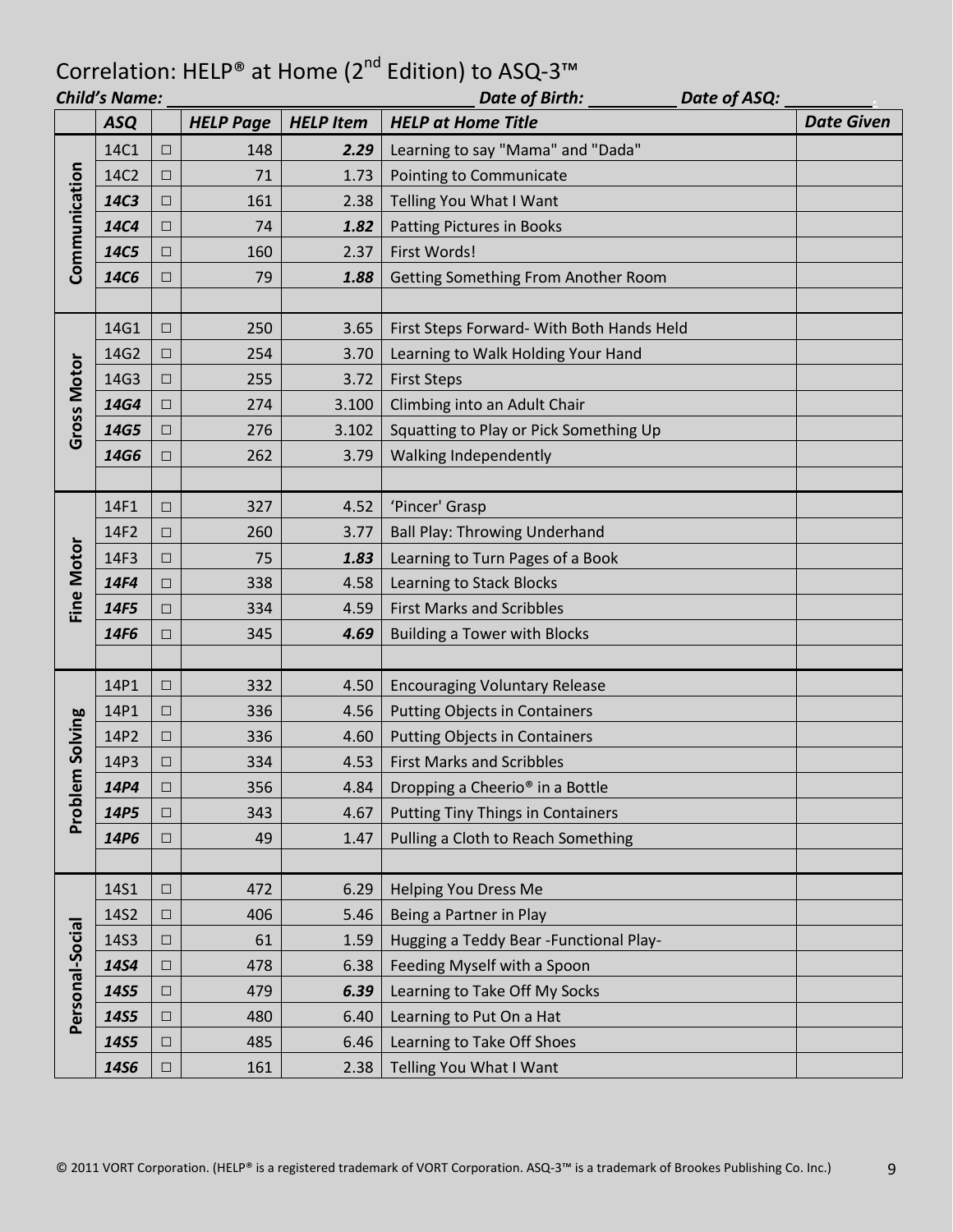# Correlation: HELP® at Home (2nd Edition) to ASQ-3™

***Child's Name:*** \_\_\_\_\_\_\_\_\_\_\_\_\_\_\_\_\_\_\_\_\_\_\_\_\_\_\_\_ ***Date of Birth:*** \_\_\_\_\_\_\_\_\_\_ ***Date of ASQ:*** \_\_\_\_\_\_\_\_\_\_

| | ASQ | | HELP Page | HELP Item | HELP at Home Title | Date Given |
|---|---|---|---|---|---|---|
| **Communication** | 14C1 | □ | 148 | ***2.29*** | Learning to say "Mama" and "Dada" | |
| | 14C2 | □ | 71 | 1.73 | Pointing to Communicate | |
| | ***14C3*** | □ | 161 | 2.38 | Telling You What I Want | |
| | ***14C4*** | □ | 74 | ***1.82*** | Patting Pictures in Books | |
| | ***14C5*** | □ | 160 | 2.37 | First Words! | |
| | ***14C6*** | □ | 79 | ***1.88*** | Getting Something From Another Room | |
| | | | | | | |
| **Gross Motor** | 14G1 | □ | 250 | 3.65 | First Steps Forward- With Both Hands Held | |
| | 14G2 | □ | 254 | 3.70 | Learning to Walk Holding Your Hand | |
| | 14G3 | □ | 255 | 3.72 | First Steps | |
| | ***14G4*** | □ | 274 | 3.100 | Climbing into an Adult Chair | |
| | ***14G5*** | □ | 276 | 3.102 | Squatting to Play or Pick Something Up | |
| | ***14G6*** | □ | 262 | 3.79 | Walking Independently | |
| | | | | | | |
| **Fine Motor** | 14F1 | □ | 327 | 4.52 | 'Pincer' Grasp | |
| | 14F2 | □ | 260 | 3.77 | Ball Play: Throwing Underhand | |
| | 14F3 | □ | 75 | ***1.83*** | Learning to Turn Pages of a Book | |
| | ***14F4*** | □ | 338 | 4.58 | Learning to Stack Blocks | |
| | ***14F5*** | □ | 334 | 4.59 | First Marks and Scribbles | |
| | ***14F6*** | □ | 345 | ***4.69*** | Building a Tower with Blocks | |
| | | | | | | |
| **Problem Solving** | 14P1 | □ | 332 | 4.50 | Encouraging Voluntary Release | |
| | 14P1 | □ | 336 | 4.56 | Putting Objects in Containers | |
| | 14P2 | □ | 336 | 4.60 | Putting Objects in Containers | |
| | 14P3 | □ | 334 | 4.53 | First Marks and Scribbles | |
| | ***14P4*** | □ | 356 | 4.84 | Dropping a Cheerio® in a Bottle | |
| | ***14P5*** | □ | 343 | 4.67 | Putting Tiny Things in Containers | |
| | ***14P6*** | □ | 49 | 1.47 | Pulling a Cloth to Reach Something | |
| | | | | | | |
| **Personal-Social** | 14S1 | □ | 472 | 6.29 | Helping You Dress Me | |
| | 14S2 | □ | 406 | 5.46 | Being a Partner in Play | |
| | 14S3 | □ | 61 | 1.59 | Hugging a Teddy Bear -Functional Play- | |
| | ***14S4*** | □ | 478 | 6.38 | Feeding Myself with a Spoon | |
| | ***14S5*** | □ | 479 | ***6.39*** | Learning to Take Off My Socks | |
| | ***14S5*** | □ | 480 | 6.40 | Learning to Put On a Hat | |
| | ***14S5*** | □ | 485 | 6.46 | Learning to Take Off Shoes | |
| | ***14S6*** | □ | 161 | 2.38 | Telling You What I Want | |

© 2011 VORT Corporation. (HELP® is a registered trademark of VORT Corporation. ASQ-3™ is a trademark of Brookes Publishing Co. Inc.)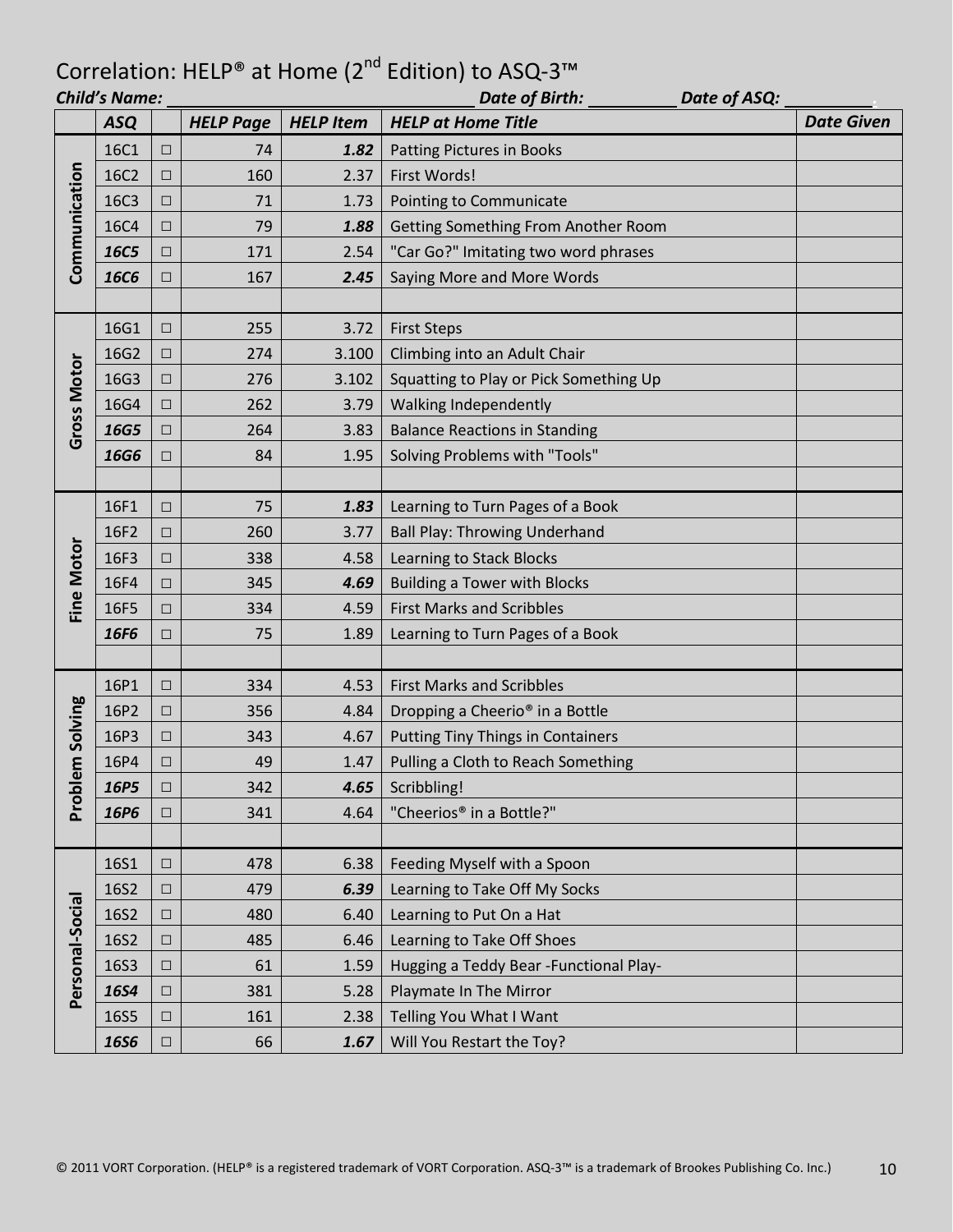# Correlation: HELP® at Home (2nd Edition) to ASQ-3™

***Child's Name:*** ______________________ ***Date of Birth:*** __________ ***Date of ASQ:*** __________

| | ASQ | | HELP Page | HELP Item | HELP at Home Title | Date Given |
|---|---|---|---|---|---|---|
| Communication | 16C1 | □ | 74 | ***1.82*** | Patting Pictures in Books | |
| | 16C2 | □ | 160 | 2.37 | First Words! | |
| | 16C3 | □ | 71 | 1.73 | Pointing to Communicate | |
| | 16C4 | □ | 79 | ***1.88*** | Getting Something From Another Room | |
| | ***16C5*** | □ | 171 | 2.54 | "Car Go?" Imitating two word phrases | |
| | ***16C6*** | □ | 167 | ***2.45*** | Saying More and More Words | |
| | | | | | | |
| Gross Motor | 16G1 | □ | 255 | 3.72 | First Steps | |
| | 16G2 | □ | 274 | 3.100 | Climbing into an Adult Chair | |
| | 16G3 | □ | 276 | 3.102 | Squatting to Play or Pick Something Up | |
| | 16G4 | □ | 262 | 3.79 | Walking Independently | |
| | ***16G5*** | □ | 264 | 3.83 | Balance Reactions in Standing | |
| | ***16G6*** | □ | 84 | 1.95 | Solving Problems with "Tools" | |
| | | | | | | |
| Fine Motor | 16F1 | □ | 75 | ***1.83*** | Learning to Turn Pages of a Book | |
| | 16F2 | □ | 260 | 3.77 | Ball Play: Throwing Underhand | |
| | 16F3 | □ | 338 | 4.58 | Learning to Stack Blocks | |
| | 16F4 | □ | 345 | ***4.69*** | Building a Tower with Blocks | |
| | 16F5 | □ | 334 | 4.59 | First Marks and Scribbles | |
| | ***16F6*** | □ | 75 | 1.89 | Learning to Turn Pages of a Book | |
| | | | | | | |
| Problem Solving | 16P1 | □ | 334 | 4.53 | First Marks and Scribbles | |
| | 16P2 | □ | 356 | 4.84 | Dropping a Cheerio® in a Bottle | |
| | 16P3 | □ | 343 | 4.67 | Putting Tiny Things in Containers | |
| | 16P4 | □ | 49 | 1.47 | Pulling a Cloth to Reach Something | |
| | ***16P5*** | □ | 342 | ***4.65*** | Scribbling! | |
| | ***16P6*** | □ | 341 | 4.64 | "Cheerios® in a Bottle?" | |
| | | | | | | |
| Personal-Social | 16S1 | □ | 478 | 6.38 | Feeding Myself with a Spoon | |
| | 16S2 | □ | 479 | ***6.39*** | Learning to Take Off My Socks | |
| | 16S2 | □ | 480 | 6.40 | Learning to Put On a Hat | |
| | 16S2 | □ | 485 | 6.46 | Learning to Take Off Shoes | |
| | 16S3 | □ | 61 | 1.59 | Hugging a Teddy Bear -Functional Play- | |
| | ***16S4*** | □ | 381 | 5.28 | Playmate In The Mirror | |
| | 16S5 | □ | 161 | 2.38 | Telling You What I Want | |
| | ***16S6*** | □ | 66 | ***1.67*** | Will You Restart the Toy? | |

© 2011 VORT Corporation. (HELP® is a registered trademark of VORT Corporation. ASQ-3™ is a trademark of Brookes Publishing Co. Inc.)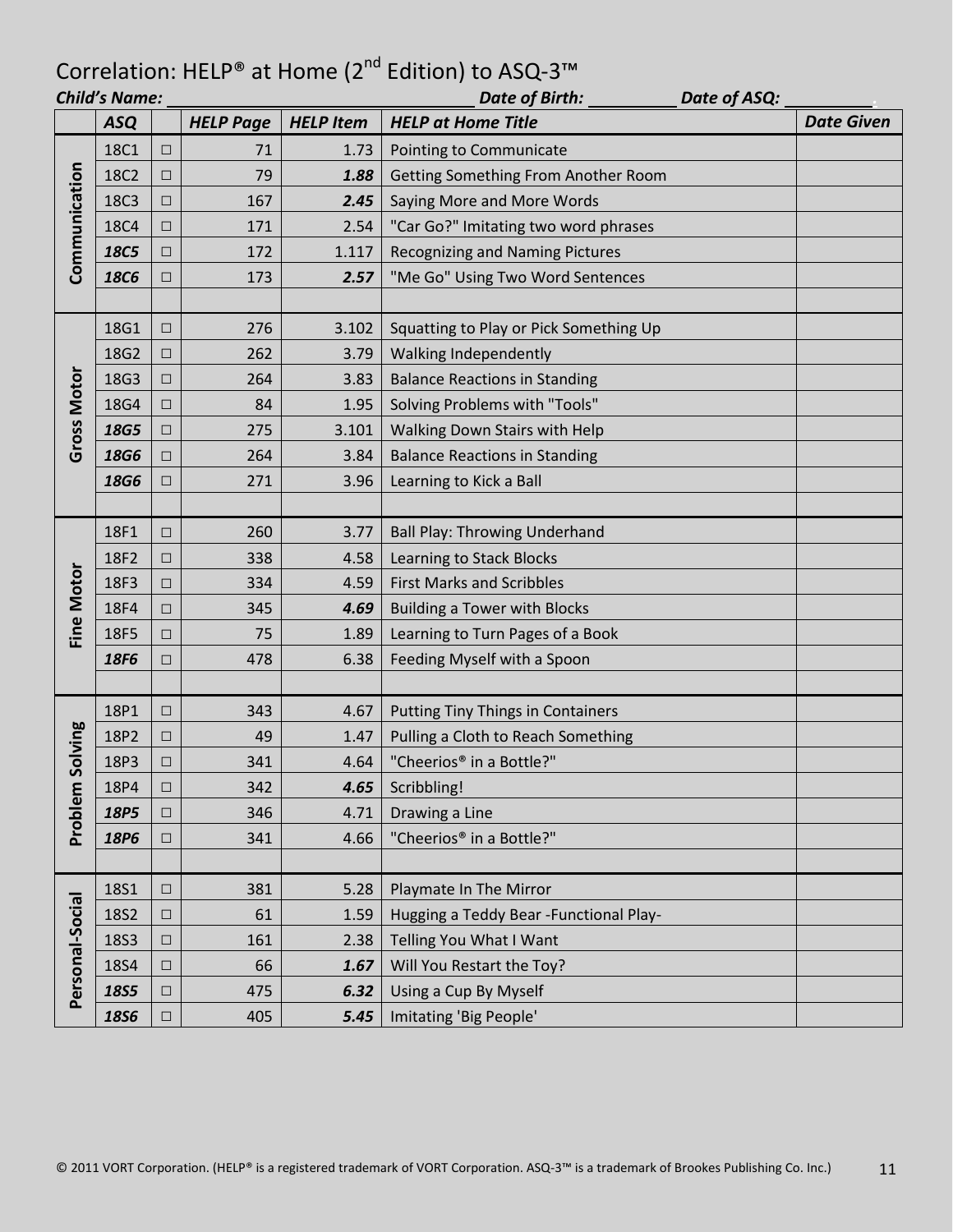# Correlation: HELP® at Home (2nd Edition) to ASQ-3™

***Child's Name:*** ______________________ ***Date of Birth:*** __________ ***Date of ASQ:*** __________

| | ASQ | | HELP Page | HELP Item | HELP at Home Title | Date Given |
|---|---|---|---|---|---|---|
| Communication | 18C1 | □ | 71 | 1.73 | Pointing to Communicate | |
| | 18C2 | □ | 79 | ***1.88*** | Getting Something From Another Room | |
| | 18C3 | □ | 167 | ***2.45*** | Saying More and More Words | |
| | 18C4 | □ | 171 | 2.54 | "Car Go?" Imitating two word phrases | |
| | ***18C5*** | □ | 172 | 1.117 | Recognizing and Naming Pictures | |
| | ***18C6*** | □ | 173 | ***2.57*** | "Me Go" Using Two Word Sentences | |
| | | | | | | |
| Gross Motor | 18G1 | □ | 276 | 3.102 | Squatting to Play or Pick Something Up | |
| | 18G2 | □ | 262 | 3.79 | Walking Independently | |
| | 18G3 | □ | 264 | 3.83 | Balance Reactions in Standing | |
| | 18G4 | □ | 84 | 1.95 | Solving Problems with "Tools" | |
| | ***18G5*** | □ | 275 | 3.101 | Walking Down Stairs with Help | |
| | ***18G6*** | □ | 264 | 3.84 | Balance Reactions in Standing | |
| | ***18G6*** | □ | 271 | 3.96 | Learning to Kick a Ball | |
| | | | | | | |
| Fine Motor | 18F1 | □ | 260 | 3.77 | Ball Play: Throwing Underhand | |
| | 18F2 | □ | 338 | 4.58 | Learning to Stack Blocks | |
| | 18F3 | □ | 334 | 4.59 | First Marks and Scribbles | |
| | 18F4 | □ | 345 | ***4.69*** | Building a Tower with Blocks | |
| | 18F5 | □ | 75 | 1.89 | Learning to Turn Pages of a Book | |
| | ***18F6*** | □ | 478 | 6.38 | Feeding Myself with a Spoon | |
| | | | | | | |
| Problem Solving | 18P1 | □ | 343 | 4.67 | Putting Tiny Things in Containers | |
| | 18P2 | □ | 49 | 1.47 | Pulling a Cloth to Reach Something | |
| | 18P3 | □ | 341 | 4.64 | "Cheerios® in a Bottle?" | |
| | 18P4 | □ | 342 | ***4.65*** | Scribbling! | |
| | ***18P5*** | □ | 346 | 4.71 | Drawing a Line | |
| | ***18P6*** | □ | 341 | 4.66 | "Cheerios® in a Bottle?" | |
| | | | | | | |
| Personal-Social | 18S1 | □ | 381 | 5.28 | Playmate In The Mirror | |
| | 18S2 | □ | 61 | 1.59 | Hugging a Teddy Bear -Functional Play- | |
| | 18S3 | □ | 161 | 2.38 | Telling You What I Want | |
| | 18S4 | □ | 66 | ***1.67*** | Will You Restart the Toy? | |
| | ***18S5*** | □ | 475 | ***6.32*** | Using a Cup By Myself | |
| | ***18S6*** | □ | 405 | ***5.45*** | Imitating 'Big People' | |

© 2011 VORT Corporation. (HELP® is a registered trademark of VORT Corporation. ASQ-3™ is a trademark of Brookes Publishing Co. Inc.)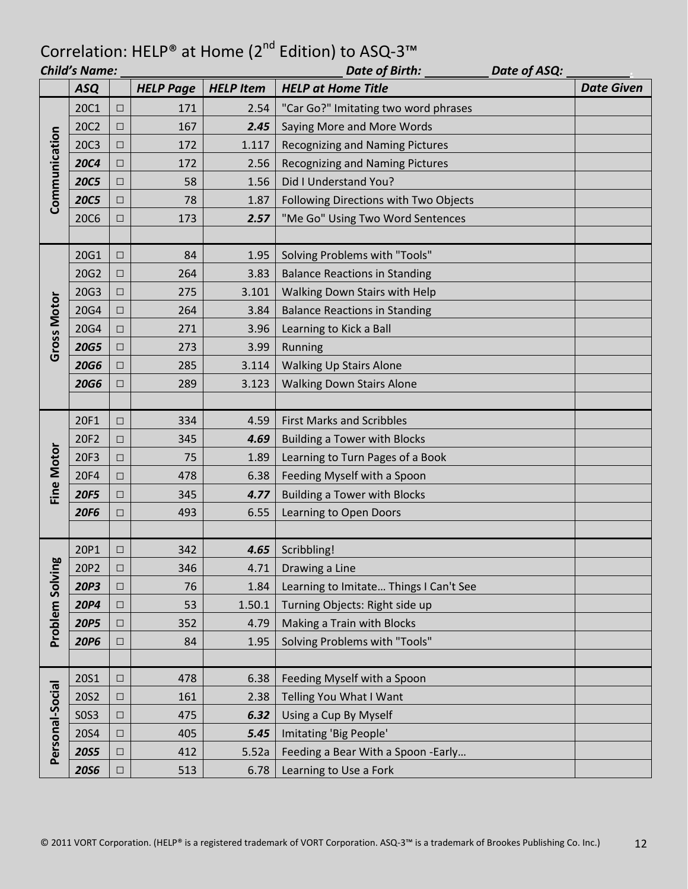# Correlation: HELP® at Home (2nd Edition) to ASQ-3™

***Child's Name:*** ______________________ ***Date of Birth:*** __________ ***Date of ASQ:*** __________

| | ASQ | | HELP Page | HELP Item | HELP at Home Title | Date Given |
|---|---|---|---|---|---|---|
| Communication | 20C1 | □ | 171 | 2.54 | "Car Go?" Imitating two word phrases | |
| | 20C2 | □ | 167 | ***2.45*** | Saying More and More Words | |
| | 20C3 | □ | 172 | 1.117 | Recognizing and Naming Pictures | |
| | ***20C4*** | □ | 172 | 2.56 | Recognizing and Naming Pictures | |
| | ***20C5*** | □ | 58 | 1.56 | Did I Understand You? | |
| | ***20C5*** | □ | 78 | 1.87 | Following Directions with Two Objects | |
| | 20C6 | □ | 173 | ***2.57*** | "Me Go" Using Two Word Sentences | |
| | | | | | | |
| Gross Motor | 20G1 | □ | 84 | 1.95 | Solving Problems with "Tools" | |
| | 20G2 | □ | 264 | 3.83 | Balance Reactions in Standing | |
| | 20G3 | □ | 275 | 3.101 | Walking Down Stairs with Help | |
| | 20G4 | □ | 264 | 3.84 | Balance Reactions in Standing | |
| | 20G4 | □ | 271 | 3.96 | Learning to Kick a Ball | |
| | ***20G5*** | □ | 273 | 3.99 | Running | |
| | ***20G6*** | □ | 285 | 3.114 | Walking Up Stairs Alone | |
| | ***20G6*** | □ | 289 | 3.123 | Walking Down Stairs Alone | |
| | | | | | | |
| Fine Motor | 20F1 | □ | 334 | 4.59 | First Marks and Scribbles | |
| | 20F2 | □ | 345 | ***4.69*** | Building a Tower with Blocks | |
| | 20F3 | □ | 75 | 1.89 | Learning to Turn Pages of a Book | |
| | 20F4 | □ | 478 | 6.38 | Feeding Myself with a Spoon | |
| | ***20F5*** | □ | 345 | ***4.77*** | Building a Tower with Blocks | |
| | ***20F6*** | □ | 493 | 6.55 | Learning to Open Doors | |
| | | | | | | |
| Problem Solving | 20P1 | □ | 342 | ***4.65*** | Scribbling! | |
| | 20P2 | □ | 346 | 4.71 | Drawing a Line | |
| | ***20P3*** | □ | 76 | 1.84 | Learning to Imitate… Things I Can't See | |
| | ***20P4*** | □ | 53 | 1.50.1 | Turning Objects: Right side up | |
| | ***20P5*** | □ | 352 | 4.79 | Making a Train with Blocks | |
| | ***20P6*** | □ | 84 | 1.95 | Solving Problems with "Tools" | |
| | | | | | | |
| Personal-Social | 20S1 | □ | 478 | 6.38 | Feeding Myself with a Spoon | |
| | 20S2 | □ | 161 | 2.38 | Telling You What I Want | |
| | S0S3 | □ | 475 | ***6.32*** | Using a Cup By Myself | |
| | 20S4 | □ | 405 | ***5.45*** | Imitating 'Big People' | |
| | ***20S5*** | □ | 412 | 5.52a | Feeding a Bear With a Spoon -Early… | |
| | ***20S6*** | □ | 513 | 6.78 | Learning to Use a Fork | |

© 2011 VORT Corporation. (HELP® is a registered trademark of VORT Corporation. ASQ-3™ is a trademark of Brookes Publishing Co. Inc.)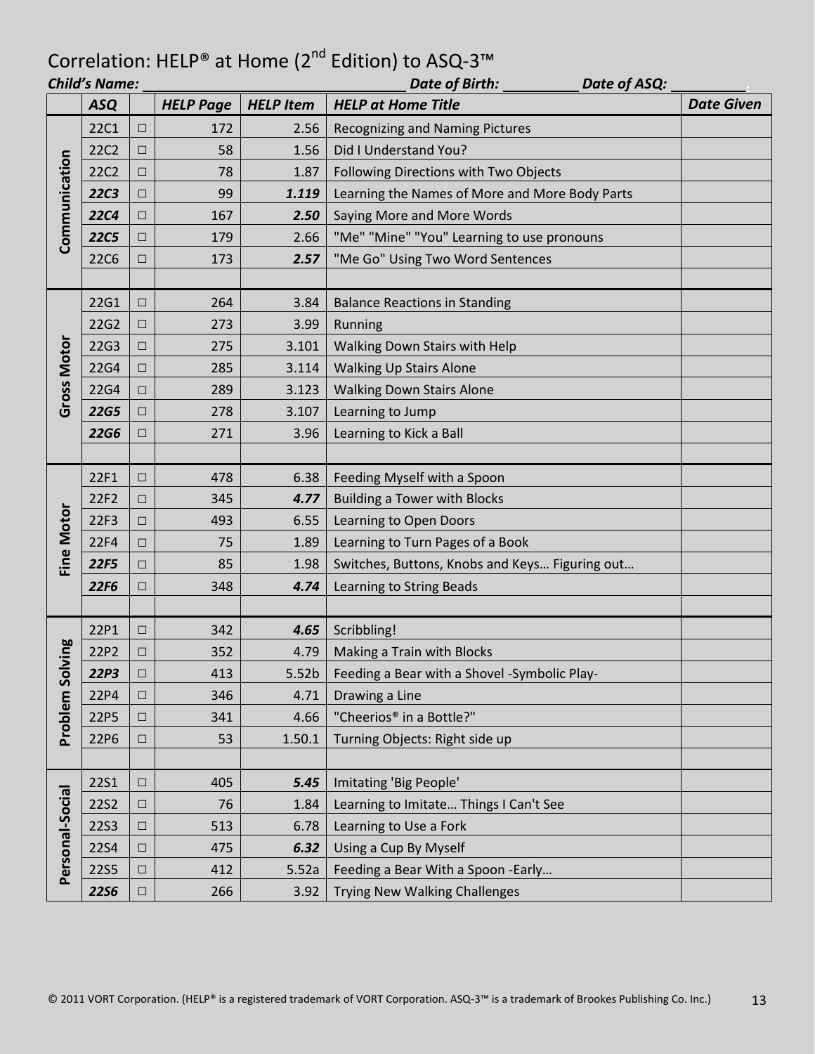# Correlation: HELP® at Home (2nd Edition) to ASQ-3™

***Child's Name:*** ______________________ ***Date of Birth:*** __________ ***Date of ASQ:*** __________

| | ASQ | | HELP Page | HELP Item | HELP at Home Title | Date Given |
|---|---|---|---|---|---|---|
| Communication | 22C1 | □ | 172 | 2.56 | Recognizing and Naming Pictures | |
| | 22C2 | □ | 58 | 1.56 | Did I Understand You? | |
| | 22C2 | □ | 78 | 1.87 | Following Directions with Two Objects | |
| | ***22C3*** | □ | 99 | ***1.119*** | Learning the Names of More and More Body Parts | |
| | ***22C4*** | □ | 167 | ***2.50*** | Saying More and More Words | |
| | ***22C5*** | □ | 179 | 2.66 | "Me" "Mine" "You" Learning to use pronouns | |
| | 22C6 | □ | 173 | ***2.57*** | "Me Go" Using Two Word Sentences | |
| | | | | | | |
| Gross Motor | 22G1 | □ | 264 | 3.84 | Balance Reactions in Standing | |
| | 22G2 | □ | 273 | 3.99 | Running | |
| | 22G3 | □ | 275 | 3.101 | Walking Down Stairs with Help | |
| | 22G4 | □ | 285 | 3.114 | Walking Up Stairs Alone | |
| | 22G4 | □ | 289 | 3.123 | Walking Down Stairs Alone | |
| | ***22G5*** | □ | 278 | 3.107 | Learning to Jump | |
| | ***22G6*** | □ | 271 | 3.96 | Learning to Kick a Ball | |
| | | | | | | |
| Fine Motor | 22F1 | □ | 478 | 6.38 | Feeding Myself with a Spoon | |
| | 22F2 | □ | 345 | ***4.77*** | Building a Tower with Blocks | |
| | 22F3 | □ | 493 | 6.55 | Learning to Open Doors | |
| | 22F4 | □ | 75 | 1.89 | Learning to Turn Pages of a Book | |
| | ***22F5*** | □ | 85 | 1.98 | Switches, Buttons, Knobs and Keys… Figuring out… | |
| | ***22F6*** | □ | 348 | ***4.74*** | Learning to String Beads | |
| | | | | | | |
| Problem Solving | 22P1 | □ | 342 | ***4.65*** | Scribbling! | |
| | 22P2 | □ | 352 | 4.79 | Making a Train with Blocks | |
| | ***22P3*** | □ | 413 | 5.52b | Feeding a Bear with a Shovel -Symbolic Play- | |
| | 22P4 | □ | 346 | 4.71 | Drawing a Line | |
| | 22P5 | □ | 341 | 4.66 | "Cheerios® in a Bottle?" | |
| | 22P6 | □ | 53 | 1.50.1 | Turning Objects: Right side up | |
| | | | | | | |
| Personal-Social | 22S1 | □ | 405 | ***5.45*** | Imitating 'Big People' | |
| | 22S2 | □ | 76 | 1.84 | Learning to Imitate… Things I Can't See | |
| | 22S3 | □ | 513 | 6.78 | Learning to Use a Fork | |
| | 22S4 | □ | 475 | ***6.32*** | Using a Cup By Myself | |
| | 22S5 | □ | 412 | 5.52a | Feeding a Bear With a Spoon -Early… | |
| | ***22S6*** | □ | 266 | 3.92 | Trying New Walking Challenges | |

© 2011 VORT Corporation. (HELP® is a registered trademark of VORT Corporation. ASQ-3™ is a trademark of Brookes Publishing Co. Inc.)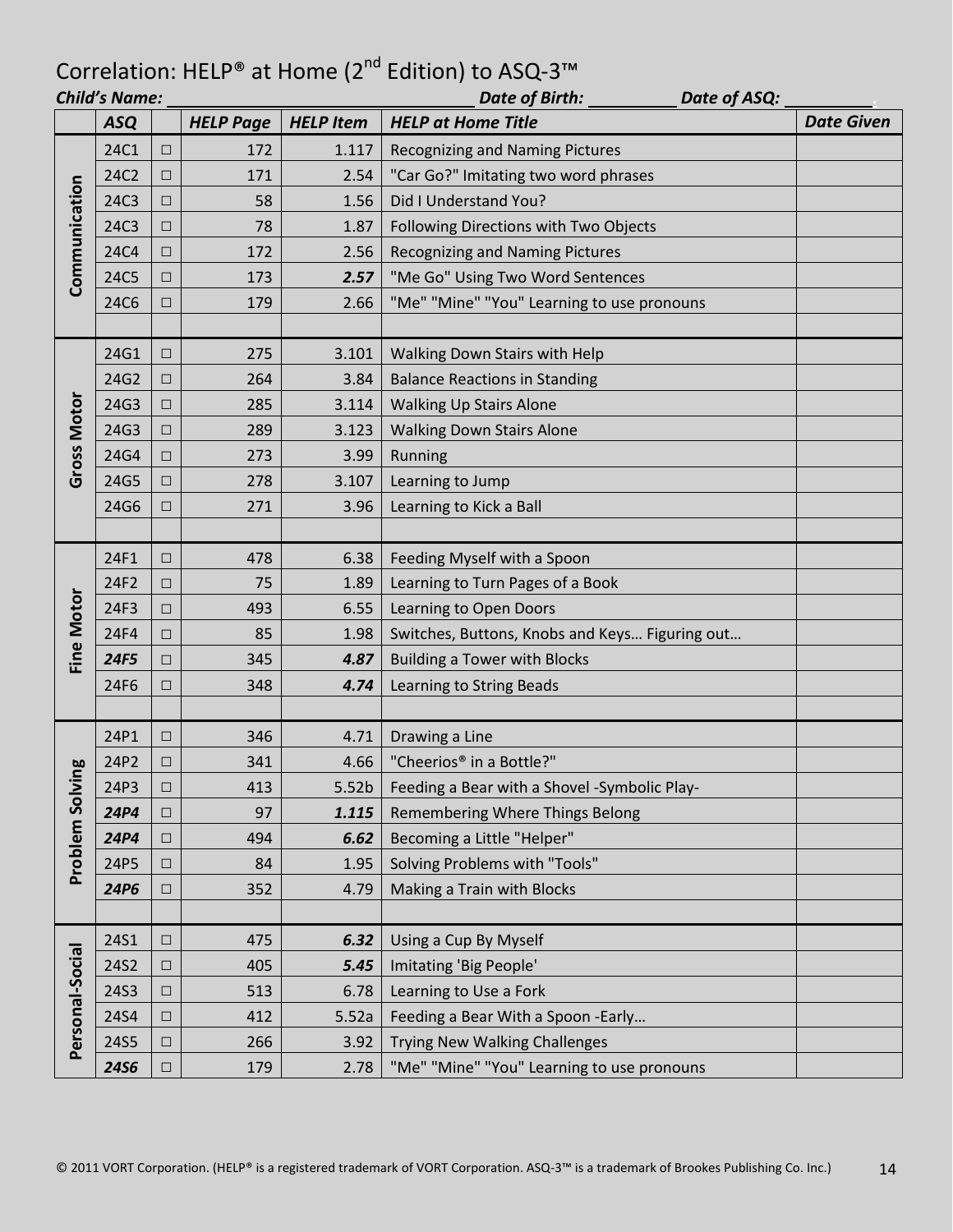# Correlation: HELP® at Home (2nd Edition) to ASQ-3™

***Child's Name:*** ______________________ ***Date of Birth:*** __________ ***Date of ASQ:*** __________

| | ASQ | | HELP Page | HELP Item | HELP at Home Title | Date Given |
|---|---|---|---|---|---|---|
| Communication | 24C1 | □ | 172 | 1.117 | Recognizing and Naming Pictures | |
| | 24C2 | □ | 171 | 2.54 | "Car Go?" Imitating two word phrases | |
| | 24C3 | □ | 58 | 1.56 | Did I Understand You? | |
| | 24C3 | □ | 78 | 1.87 | Following Directions with Two Objects | |
| | 24C4 | □ | 172 | 2.56 | Recognizing and Naming Pictures | |
| | 24C5 | □ | 173 | ***2.57*** | "Me Go" Using Two Word Sentences | |
| | 24C6 | □ | 179 | 2.66 | "Me" "Mine" "You" Learning to use pronouns | |
| | | | | | | |
| Gross Motor | 24G1 | □ | 275 | 3.101 | Walking Down Stairs with Help | |
| | 24G2 | □ | 264 | 3.84 | Balance Reactions in Standing | |
| | 24G3 | □ | 285 | 3.114 | Walking Up Stairs Alone | |
| | 24G3 | □ | 289 | 3.123 | Walking Down Stairs Alone | |
| | 24G4 | □ | 273 | 3.99 | Running | |
| | 24G5 | □ | 278 | 3.107 | Learning to Jump | |
| | 24G6 | □ | 271 | 3.96 | Learning to Kick a Ball | |
| | | | | | | |
| Fine Motor | 24F1 | □ | 478 | 6.38 | Feeding Myself with a Spoon | |
| | 24F2 | □ | 75 | 1.89 | Learning to Turn Pages of a Book | |
| | 24F3 | □ | 493 | 6.55 | Learning to Open Doors | |
| | 24F4 | □ | 85 | 1.98 | Switches, Buttons, Knobs and Keys… Figuring out… | |
| | ***24F5*** | □ | 345 | ***4.87*** | Building a Tower with Blocks | |
| | 24F6 | □ | 348 | ***4.74*** | Learning to String Beads | |
| | | | | | | |
| Problem Solving | 24P1 | □ | 346 | 4.71 | Drawing a Line | |
| | 24P2 | □ | 341 | 4.66 | "Cheerios® in a Bottle?" | |
| | 24P3 | □ | 413 | 5.52b | Feeding a Bear with a Shovel -Symbolic Play- | |
| | ***24P4*** | □ | 97 | ***1.115*** | Remembering Where Things Belong | |
| | ***24P4*** | □ | 494 | ***6.62*** | Becoming a Little "Helper" | |
| | 24P5 | □ | 84 | 1.95 | Solving Problems with "Tools" | |
| | ***24P6*** | □ | 352 | 4.79 | Making a Train with Blocks | |
| | | | | | | |
| Personal-Social | 24S1 | □ | 475 | ***6.32*** | Using a Cup By Myself | |
| | 24S2 | □ | 405 | ***5.45*** | Imitating 'Big People' | |
| | 24S3 | □ | 513 | 6.78 | Learning to Use a Fork | |
| | 24S4 | □ | 412 | 5.52a | Feeding a Bear With a Spoon -Early… | |
| | 24S5 | □ | 266 | 3.92 | Trying New Walking Challenges | |
| | ***24S6*** | □ | 179 | 2.78 | "Me" "Mine" "You" Learning to use pronouns | |

© 2011 VORT Corporation. (HELP® is a registered trademark of VORT Corporation. ASQ-3™ is a trademark of Brookes Publishing Co. Inc.)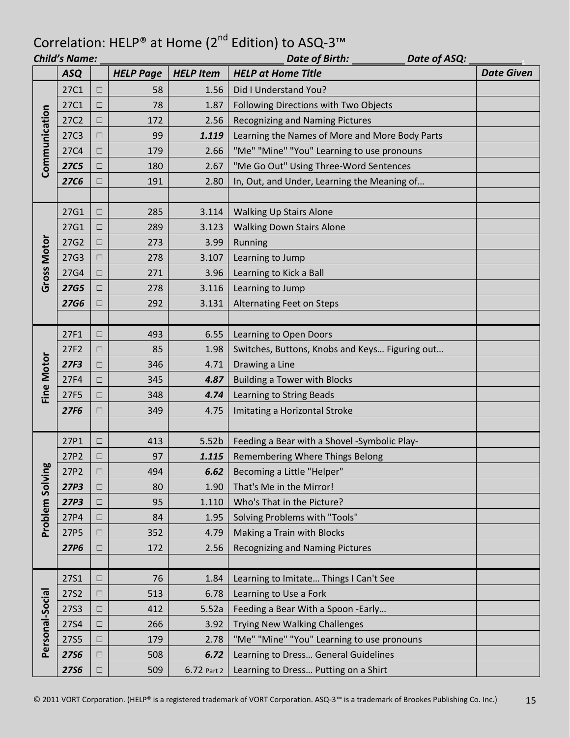# Correlation: HELP® at Home (2nd Edition) to ASQ-3™

***Child's Name:*** ______________________ ***Date of Birth:*** __________ ***Date of ASQ:*** __________

| | ASQ | | HELP Page | HELP Item | HELP at Home Title | Date Given |
|---|---|---|---|---|---|---|
| Communication | 27C1 | □ | 58 | 1.56 | Did I Understand You? | |
| | 27C1 | □ | 78 | 1.87 | Following Directions with Two Objects | |
| | 27C2 | □ | 172 | 2.56 | Recognizing and Naming Pictures | |
| | 27C3 | □ | 99 | ***1.119*** | Learning the Names of More and More Body Parts | |
| | 27C4 | □ | 179 | 2.66 | "Me" "Mine" "You" Learning to use pronouns | |
| | ***27C5*** | □ | 180 | 2.67 | "Me Go Out" Using Three-Word Sentences | |
| | ***27C6*** | □ | 191 | 2.80 | In, Out, and Under, Learning the Meaning of… | |
| | | | | | | |
| Gross Motor | 27G1 | □ | 285 | 3.114 | Walking Up Stairs Alone | |
| | 27G1 | □ | 289 | 3.123 | Walking Down Stairs Alone | |
| | 27G2 | □ | 273 | 3.99 | Running | |
| | 27G3 | □ | 278 | 3.107 | Learning to Jump | |
| | 27G4 | □ | 271 | 3.96 | Learning to Kick a Ball | |
| | ***27G5*** | □ | 278 | 3.116 | Learning to Jump | |
| | ***27G6*** | □ | 292 | 3.131 | Alternating Feet on Steps | |
| | | | | | | |
| Fine Motor | 27F1 | □ | 493 | 6.55 | Learning to Open Doors | |
| | 27F2 | □ | 85 | 1.98 | Switches, Buttons, Knobs and Keys… Figuring out… | |
| | ***27F3*** | □ | 346 | 4.71 | Drawing a Line | |
| | 27F4 | □ | 345 | ***4.87*** | Building a Tower with Blocks | |
| | 27F5 | □ | 348 | ***4.74*** | Learning to String Beads | |
| | ***27F6*** | □ | 349 | 4.75 | Imitating a Horizontal Stroke | |
| | | | | | | |
| Problem Solving | 27P1 | □ | 413 | 5.52b | Feeding a Bear with a Shovel -Symbolic Play- | |
| | 27P2 | □ | 97 | ***1.115*** | Remembering Where Things Belong | |
| | 27P2 | □ | 494 | ***6.62*** | Becoming a Little "Helper" | |
| | ***27P3*** | □ | 80 | 1.90 | That's Me in the Mirror! | |
| | ***27P3*** | □ | 95 | 1.110 | Who's That in the Picture? | |
| | 27P4 | □ | 84 | 1.95 | Solving Problems with "Tools" | |
| | 27P5 | □ | 352 | 4.79 | Making a Train with Blocks | |
| | ***27P6*** | □ | 172 | 2.56 | Recognizing and Naming Pictures | |
| | | | | | | |
| Personal-Social | 27S1 | □ | 76 | 1.84 | Learning to Imitate… Things I Can't See | |
| | 27S2 | □ | 513 | 6.78 | Learning to Use a Fork | |
| | 27S3 | □ | 412 | 5.52a | Feeding a Bear With a Spoon -Early… | |
| | 27S4 | □ | 266 | 3.92 | Trying New Walking Challenges | |
| | 27S5 | □ | 179 | 2.78 | "Me" "Mine" "You" Learning to use pronouns | |
| | ***27S6*** | □ | 508 | ***6.72*** | Learning to Dress… General Guidelines | |
| | ***27S6*** | □ | 509 | 6.72 Part 2 | Learning to Dress… Putting on a Shirt | |

© 2011 VORT Corporation. (HELP® is a registered trademark of VORT Corporation. ASQ-3™ is a trademark of Brookes Publishing Co. Inc.)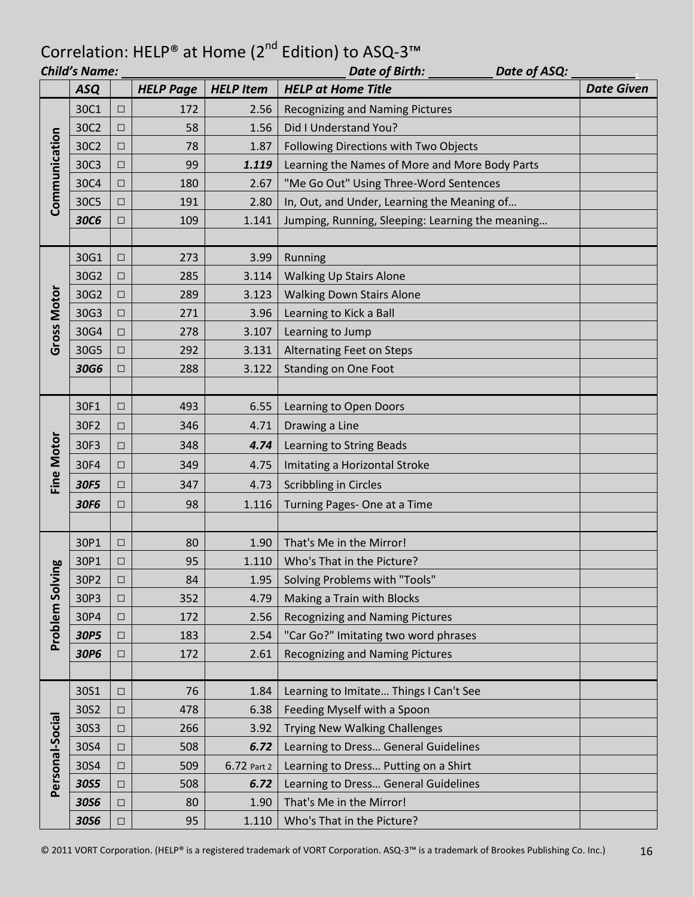# Correlation: HELP® at Home (2nd Edition) to ASQ-3™

***Child's Name:*** ____________________ ***Date of Birth:*** __________ ***Date of ASQ:*** __________

| | ASQ | | HELP Page | HELP Item | HELP at Home Title | Date Given |
|---|---|---|---|---|---|---|
| Communication | 30C1 | □ | 172 | 2.56 | Recognizing and Naming Pictures | |
| | 30C2 | □ | 58 | 1.56 | Did I Understand You? | |
| | 30C2 | □ | 78 | 1.87 | Following Directions with Two Objects | |
| | 30C3 | □ | 99 | ***1.119*** | Learning the Names of More and More Body Parts | |
| | 30C4 | □ | 180 | 2.67 | "Me Go Out" Using Three-Word Sentences | |
| | 30C5 | □ | 191 | 2.80 | In, Out, and Under, Learning the Meaning of… | |
| | ***30C6*** | □ | 109 | 1.141 | Jumping, Running, Sleeping: Learning the meaning… | |
| | | | | | | |
| Gross Motor | 30G1 | □ | 273 | 3.99 | Running | |
| | 30G2 | □ | 285 | 3.114 | Walking Up Stairs Alone | |
| | 30G2 | □ | 289 | 3.123 | Walking Down Stairs Alone | |
| | 30G3 | □ | 271 | 3.96 | Learning to Kick a Ball | |
| | 30G4 | □ | 278 | 3.107 | Learning to Jump | |
| | 30G5 | □ | 292 | 3.131 | Alternating Feet on Steps | |
| | ***30G6*** | □ | 288 | 3.122 | Standing on One Foot | |
| | | | | | | |
| Fine Motor | 30F1 | □ | 493 | 6.55 | Learning to Open Doors | |
| | 30F2 | □ | 346 | 4.71 | Drawing a Line | |
| | 30F3 | □ | 348 | ***4.74*** | Learning to String Beads | |
| | 30F4 | □ | 349 | 4.75 | Imitating a Horizontal Stroke | |
| | ***30F5*** | □ | 347 | 4.73 | Scribbling in Circles | |
| | ***30F6*** | □ | 98 | 1.116 | Turning Pages- One at a Time | |
| | | | | | | |
| Problem Solving | 30P1 | □ | 80 | 1.90 | That's Me in the Mirror! | |
| | 30P1 | □ | 95 | 1.110 | Who's That in the Picture? | |
| | 30P2 | □ | 84 | 1.95 | Solving Problems with "Tools" | |
| | 30P3 | □ | 352 | 4.79 | Making a Train with Blocks | |
| | 30P4 | □ | 172 | 2.56 | Recognizing and Naming Pictures | |
| | ***30P5*** | □ | 183 | 2.54 | "Car Go?" Imitating two word phrases | |
| | ***30P6*** | □ | 172 | 2.61 | Recognizing and Naming Pictures | |
| | | | | | | |
| Personal-Social | 30S1 | □ | 76 | 1.84 | Learning to Imitate… Things I Can't See | |
| | 30S2 | □ | 478 | 6.38 | Feeding Myself with a Spoon | |
| | 30S3 | □ | 266 | 3.92 | Trying New Walking Challenges | |
| | 30S4 | □ | 508 | ***6.72*** | Learning to Dress… General Guidelines | |
| | 30S4 | □ | 509 | 6.72 Part 2 | Learning to Dress… Putting on a Shirt | |
| | ***30S5*** | □ | 508 | ***6.72*** | Learning to Dress… General Guidelines | |
| | ***30S6*** | □ | 80 | 1.90 | That's Me in the Mirror! | |
| | ***30S6*** | □ | 95 | 1.110 | Who's That in the Picture? | |

© 2011 VORT Corporation. (HELP® is a registered trademark of VORT Corporation. ASQ-3™ is a trademark of Brookes Publishing Co. Inc.)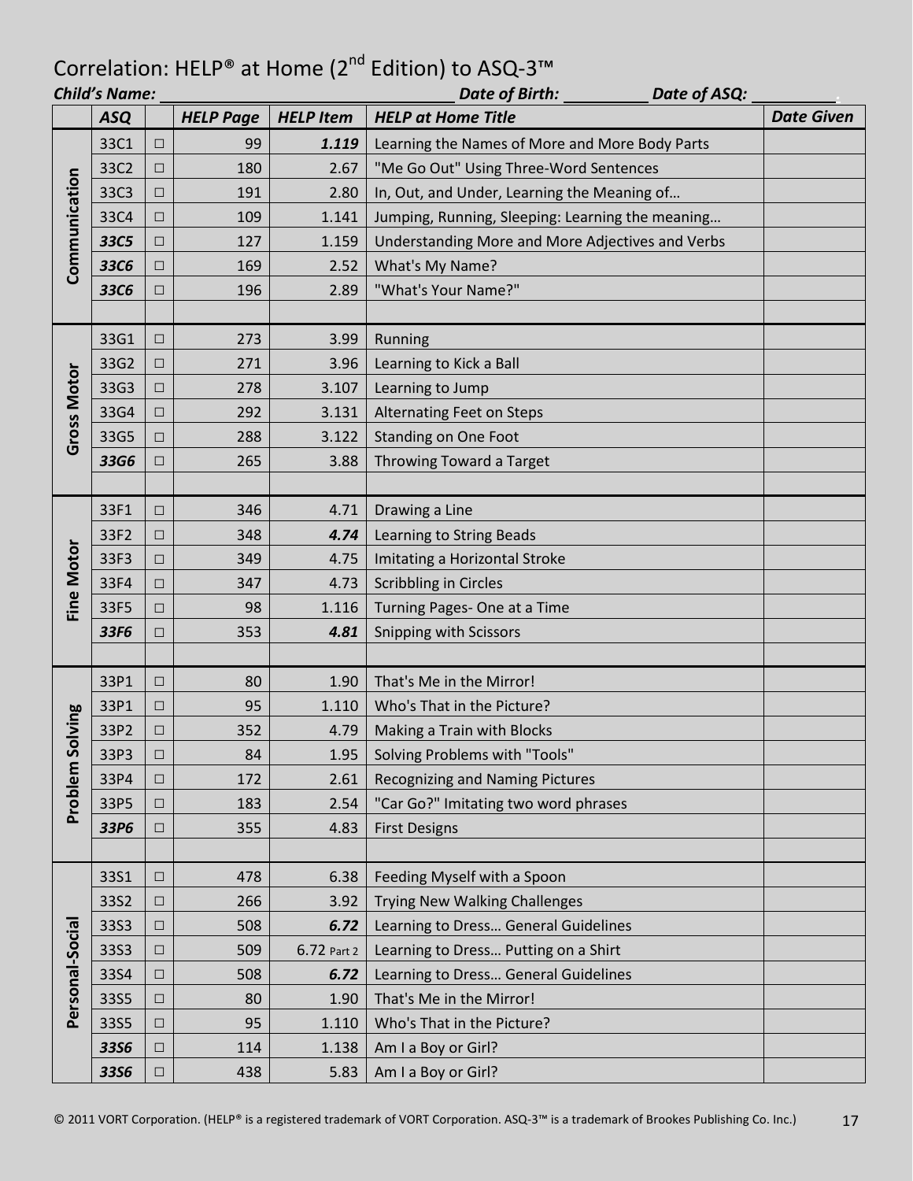# Correlation: HELP® at Home (2nd Edition) to ASQ-3™

***Child's Name:*** ______________________ ***Date of Birth:*** __________ ***Date of ASQ:*** __________

| | *ASQ* | | *HELP Page* | *HELP Item* | *HELP at Home Title* | *Date Given* |
|---|---|---|---|---|---|---|
| **Communication** | 33C1 | □ | 99 | ***1.119*** | Learning the Names of More and More Body Parts | |
| | 33C2 | □ | 180 | 2.67 | "Me Go Out" Using Three-Word Sentences | |
| | 33C3 | □ | 191 | 2.80 | In, Out, and Under, Learning the Meaning of… | |
| | 33C4 | □ | 109 | 1.141 | Jumping, Running, Sleeping: Learning the meaning… | |
| | ***33C5*** | □ | 127 | 1.159 | Understanding More and More Adjectives and Verbs | |
| | ***33C6*** | □ | 169 | 2.52 | What's My Name? | |
| | ***33C6*** | □ | 196 | 2.89 | "What's Your Name?" | |
| | | | | | | |
| **Gross Motor** | 33G1 | □ | 273 | 3.99 | Running | |
| | 33G2 | □ | 271 | 3.96 | Learning to Kick a Ball | |
| | 33G3 | □ | 278 | 3.107 | Learning to Jump | |
| | 33G4 | □ | 292 | 3.131 | Alternating Feet on Steps | |
| | 33G5 | □ | 288 | 3.122 | Standing on One Foot | |
| | ***33G6*** | □ | 265 | 3.88 | Throwing Toward a Target | |
| | | | | | | |
| **Fine Motor** | 33F1 | □ | 346 | 4.71 | Drawing a Line | |
| | 33F2 | □ | 348 | ***4.74*** | Learning to String Beads | |
| | 33F3 | □ | 349 | 4.75 | Imitating a Horizontal Stroke | |
| | 33F4 | □ | 347 | 4.73 | Scribbling in Circles | |
| | 33F5 | □ | 98 | 1.116 | Turning Pages- One at a Time | |
| | ***33F6*** | □ | 353 | ***4.81*** | Snipping with Scissors | |
| | | | | | | |
| **Problem Solving** | 33P1 | □ | 80 | 1.90 | That's Me in the Mirror! | |
| | 33P1 | □ | 95 | 1.110 | Who's That in the Picture? | |
| | 33P2 | □ | 352 | 4.79 | Making a Train with Blocks | |
| | 33P3 | □ | 84 | 1.95 | Solving Problems with "Tools" | |
| | 33P4 | □ | 172 | 2.61 | Recognizing and Naming Pictures | |
| | 33P5 | □ | 183 | 2.54 | "Car Go?" Imitating two word phrases | |
| | ***33P6*** | □ | 355 | 4.83 | First Designs | |
| | | | | | | |
| **Personal-Social** | 33S1 | □ | 478 | 6.38 | Feeding Myself with a Spoon | |
| | 33S2 | □ | 266 | 3.92 | Trying New Walking Challenges | |
| | 33S3 | □ | 508 | ***6.72*** | Learning to Dress… General Guidelines | |
| | 33S3 | □ | 509 | 6.72 Part 2 | Learning to Dress… Putting on a Shirt | |
| | 33S4 | □ | 508 | ***6.72*** | Learning to Dress… General Guidelines | |
| | 33S5 | □ | 80 | 1.90 | That's Me in the Mirror! | |
| | 33S5 | □ | 95 | 1.110 | Who's That in the Picture? | |
| | ***33S6*** | □ | 114 | 1.138 | Am I a Boy or Girl? | |
| | ***33S6*** | □ | 438 | 5.83 | Am I a Boy or Girl? | |

© 2011 VORT Corporation. (HELP® is a registered trademark of VORT Corporation. ASQ-3™ is a trademark of Brookes Publishing Co. Inc.)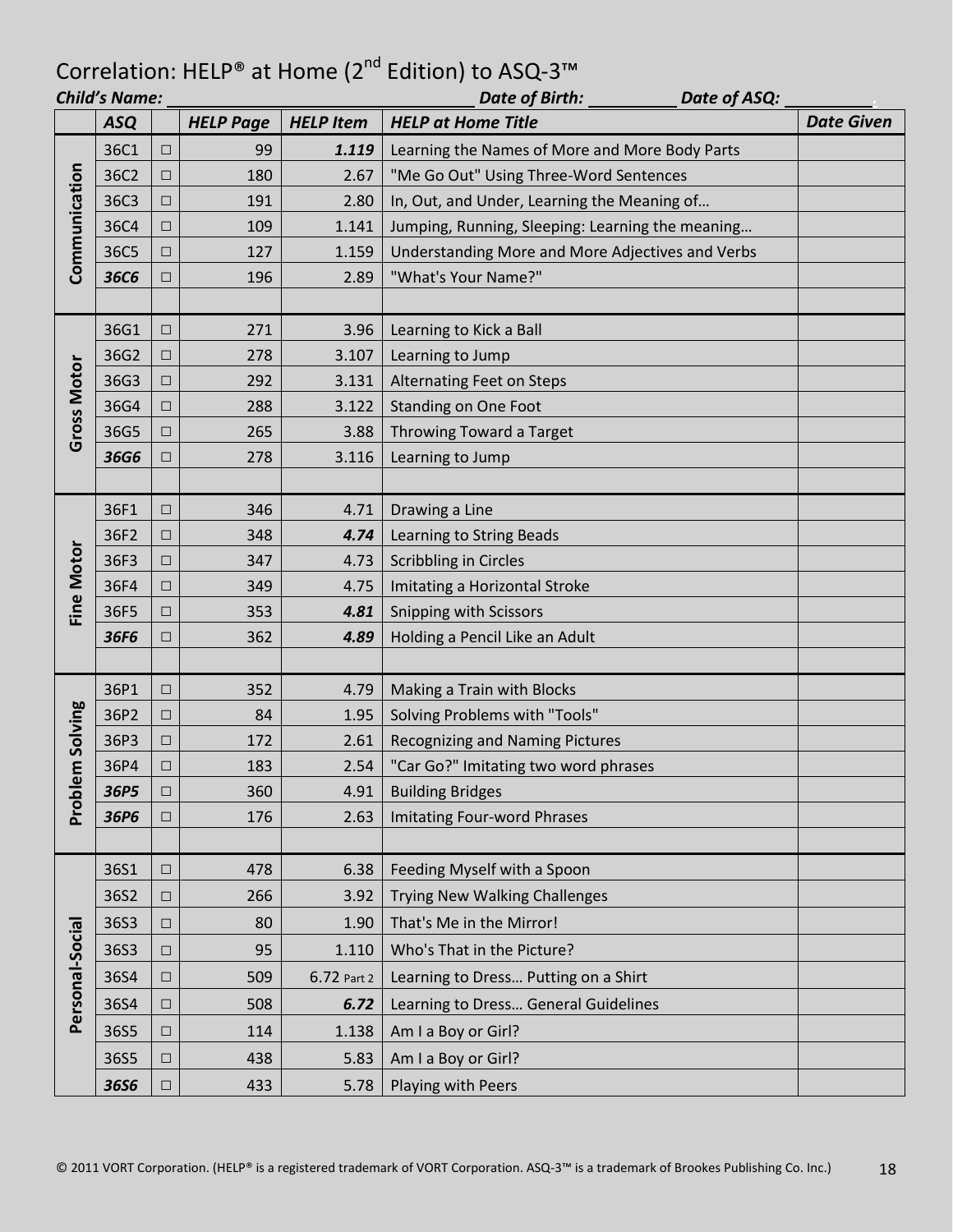# Correlation: HELP® at Home (2nd Edition) to ASQ-3™

***Child's Name:*** \_\_\_\_\_\_\_\_\_\_\_\_\_\_\_\_\_\_\_\_ ***Date of Birth:*** \_\_\_\_\_\_\_\_\_\_ ***Date of ASQ:*** \_\_\_\_\_\_\_\_\_\_

| | ASQ | | HELP Page | HELP Item | HELP at Home Title | Date Given |
|---|---|---|---|---|---|---|
| **Communication** | 36C1 | □ | 99 | ***1.119*** | Learning the Names of More and More Body Parts | |
| | 36C2 | □ | 180 | 2.67 | "Me Go Out" Using Three-Word Sentences | |
| | 36C3 | □ | 191 | 2.80 | In, Out, and Under, Learning the Meaning of… | |
| | 36C4 | □ | 109 | 1.141 | Jumping, Running, Sleeping: Learning the meaning… | |
| | 36C5 | □ | 127 | 1.159 | Understanding More and More Adjectives and Verbs | |
| | ***36C6*** | □ | 196 | 2.89 | "What's Your Name?" | |
| | | | | | | |
| **Gross Motor** | 36G1 | □ | 271 | 3.96 | Learning to Kick a Ball | |
| | 36G2 | □ | 278 | 3.107 | Learning to Jump | |
| | 36G3 | □ | 292 | 3.131 | Alternating Feet on Steps | |
| | 36G4 | □ | 288 | 3.122 | Standing on One Foot | |
| | 36G5 | □ | 265 | 3.88 | Throwing Toward a Target | |
| | ***36G6*** | □ | 278 | 3.116 | Learning to Jump | |
| | | | | | | |
| **Fine Motor** | 36F1 | □ | 346 | 4.71 | Drawing a Line | |
| | 36F2 | □ | 348 | ***4.74*** | Learning to String Beads | |
| | 36F3 | □ | 347 | 4.73 | Scribbling in Circles | |
| | 36F4 | □ | 349 | 4.75 | Imitating a Horizontal Stroke | |
| | 36F5 | □ | 353 | ***4.81*** | Snipping with Scissors | |
| | ***36F6*** | □ | 362 | ***4.89*** | Holding a Pencil Like an Adult | |
| | | | | | | |
| **Problem Solving** | 36P1 | □ | 352 | 4.79 | Making a Train with Blocks | |
| | 36P2 | □ | 84 | 1.95 | Solving Problems with "Tools" | |
| | 36P3 | □ | 172 | 2.61 | Recognizing and Naming Pictures | |
| | 36P4 | □ | 183 | 2.54 | "Car Go?" Imitating two word phrases | |
| | ***36P5*** | □ | 360 | 4.91 | Building Bridges | |
| | ***36P6*** | □ | 176 | 2.63 | Imitating Four-word Phrases | |
| | | | | | | |
| **Personal-Social** | 36S1 | □ | 478 | 6.38 | Feeding Myself with a Spoon | |
| | 36S2 | □ | 266 | 3.92 | Trying New Walking Challenges | |
| | 36S3 | □ | 80 | 1.90 | That's Me in the Mirror! | |
| | 36S3 | □ | 95 | 1.110 | Who's That in the Picture? | |
| | 36S4 | □ | 509 | 6.72 Part 2 | Learning to Dress… Putting on a Shirt | |
| | 36S4 | □ | 508 | ***6.72*** | Learning to Dress… General Guidelines | |
| | 36S5 | □ | 114 | 1.138 | Am I a Boy or Girl? | |
| | 36S5 | □ | 438 | 5.83 | Am I a Boy or Girl? | |
| | ***36S6*** | □ | 433 | 5.78 | Playing with Peers | |

© 2011 VORT Corporation. (HELP® is a registered trademark of VORT Corporation. ASQ-3™ is a trademark of Brookes Publishing Co. Inc.)